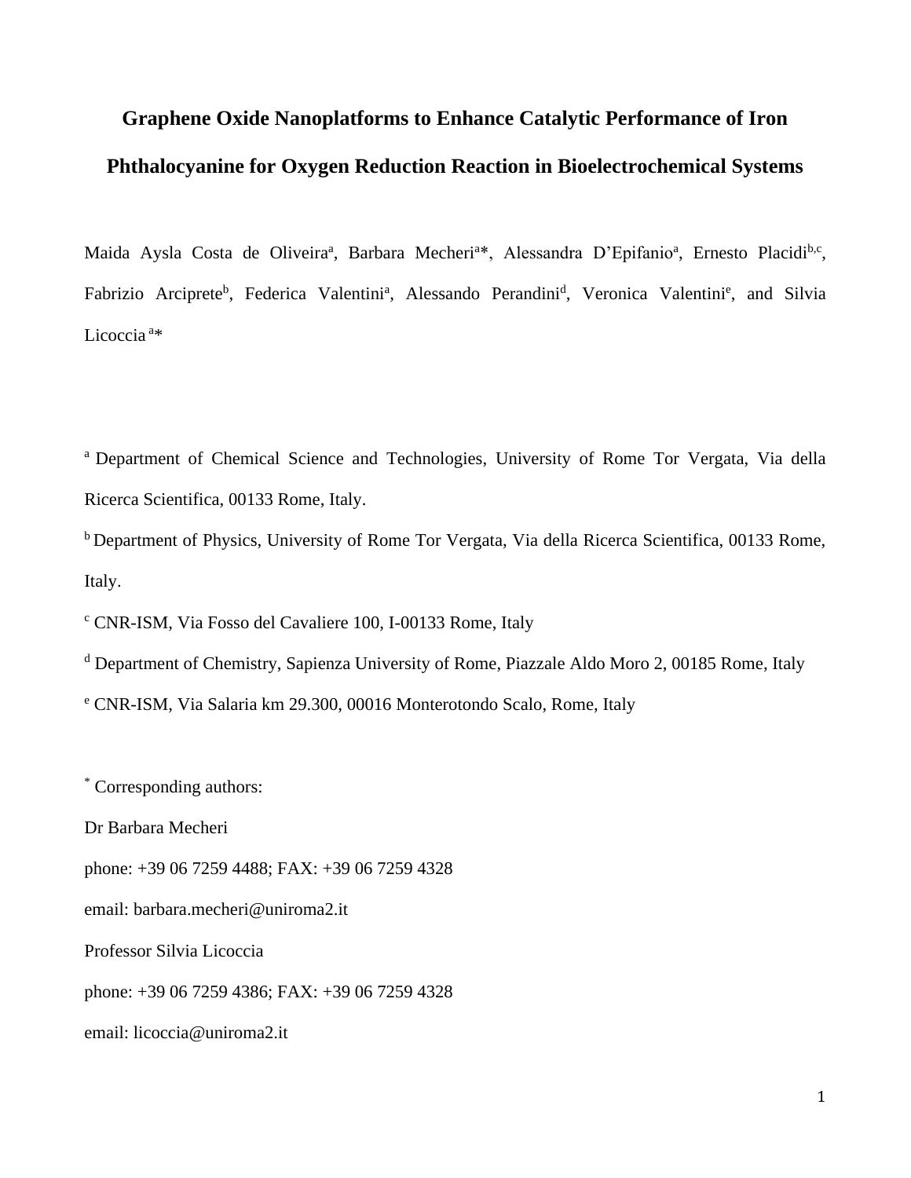# Graphene Oxide Nanoplatforms to Enhance Catalytic Performance of Iron Phthalocyanine for Oxygen Reduction Reaction in Bioelectrochemical Systems

Maida Aysla Costa de Oliveira[a], Barbara Mecheri[a]*, Alessandra D'Epifanio[a], Ernesto Placidi[b,c], Fabrizio Arciprete[b], Federica Valentini[a], Alessando Perandini[d], Veronica Valentini[e], and Silvia Licoccia [a]*

[a] Department of Chemical Science and Technologies, University of Rome Tor Vergata, Via della Ricerca Scientifica, 00133 Rome, Italy.

[b] Department of Physics, University of Rome Tor Vergata, Via della Ricerca Scientifica, 00133 Rome, Italy.

[c] CNR-ISM, Via Fosso del Cavaliere 100, I-00133 Rome, Italy

[d] Department of Chemistry, Sapienza University of Rome, Piazzale Aldo Moro 2, 00185 Rome, Italy

[e] CNR-ISM, Via Salaria km 29.300, 00016 Monterotondo Scalo, Rome, Italy

* Corresponding authors:

Dr Barbara Mecheri

phone: +39 06 7259 4488; FAX: +39 06 7259 4328

email: barbara.mecheri@uniroma2.it

Professor Silvia Licoccia

phone: +39 06 7259 4386; FAX: +39 06 7259 4328

email: licoccia@uniroma2.it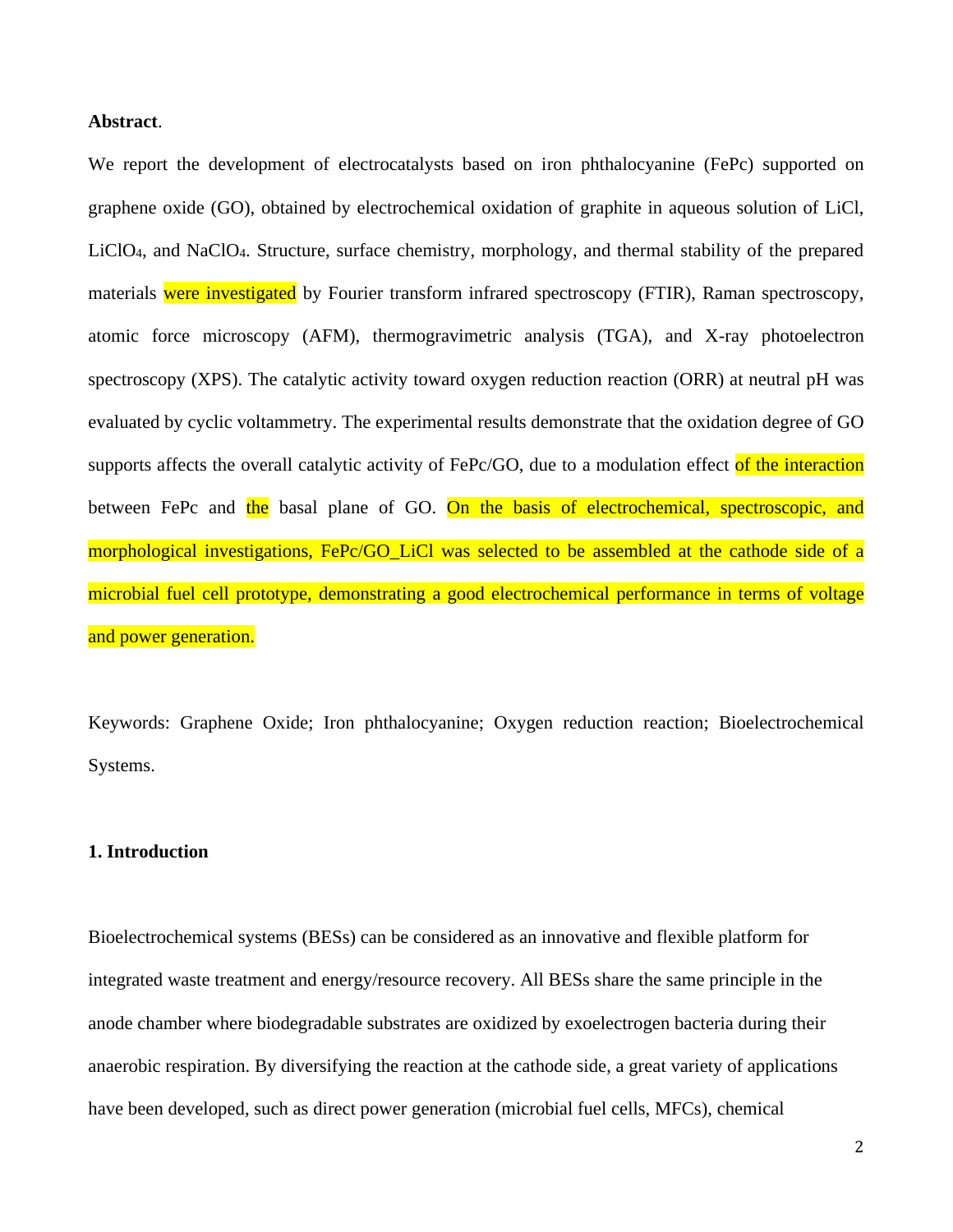**Abstract**.

We report the development of electrocatalysts based on iron phthalocyanine (FePc) supported on graphene oxide (GO), obtained by electrochemical oxidation of graphite in aqueous solution of LiCl, $LiClO_4$, and $NaClO_4$. Structure, surface chemistry, morphology, and thermal stability of the prepared materials were investigated by Fourier transform infrared spectroscopy (FTIR), Raman spectroscopy, atomic force microscopy (AFM), thermogravimetric analysis (TGA), and X-ray photoelectron spectroscopy (XPS). The catalytic activity toward oxygen reduction reaction (ORR) at neutral pH was evaluated by cyclic voltammetry. The experimental results demonstrate that the oxidation degree of GO supports affects the overall catalytic activity of FePc/GO, due to a modulation effect of the interaction between FePc and the basal plane of GO. On the basis of electrochemical, spectroscopic, and morphological investigations, FePc/GO_LiCl was selected to be assembled at the cathode side of a microbial fuel cell prototype, demonstrating a good electrochemical performance in terms of voltage and power generation.

Keywords: Graphene Oxide; Iron phthalocyanine; Oxygen reduction reaction; Bioelectrochemical Systems.

## 1. Introduction

Bioelectrochemical systems (BESs) can be considered as an innovative and flexible platform for integrated waste treatment and energy/resource recovery. All BESs share the same principle in the anode chamber where biodegradable substrates are oxidized by exoelectrogen bacteria during their anaerobic respiration. By diversifying the reaction at the cathode side, a great variety of applications have been developed, such as direct power generation (microbial fuel cells, MFCs), chemical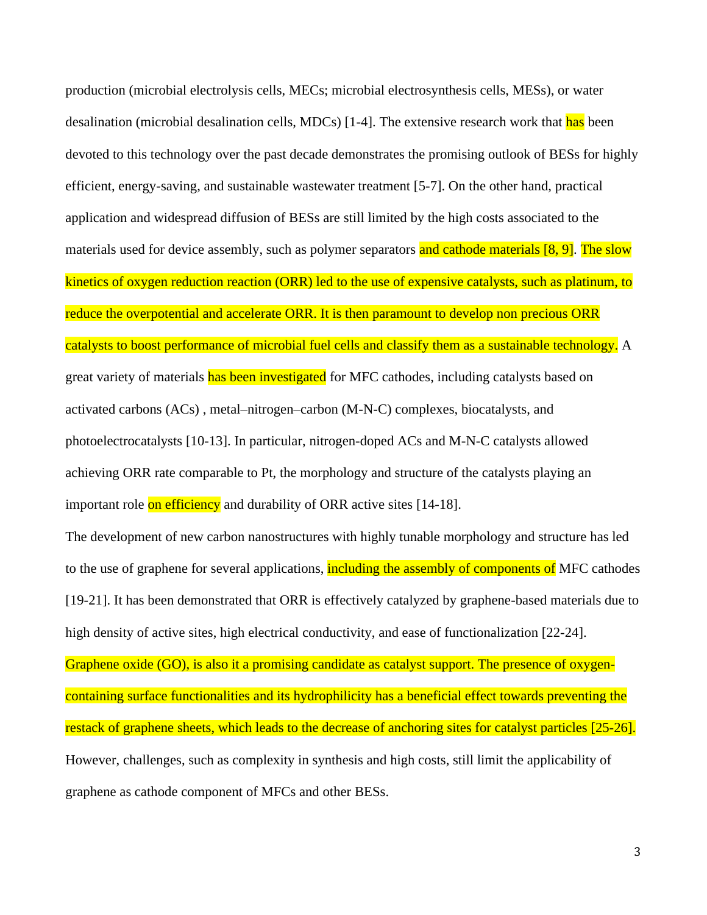production (microbial electrolysis cells, MECs; microbial electrosynthesis cells, MESs), or water desalination (microbial desalination cells, MDCs) [1-4]. The extensive research work that has been devoted to this technology over the past decade demonstrates the promising outlook of BESs for highly efficient, energy-saving, and sustainable wastewater treatment [5-7]. On the other hand, practical application and widespread diffusion of BESs are still limited by the high costs associated to the materials used for device assembly, such as polymer separators and cathode materials [8, 9]. The slow kinetics of oxygen reduction reaction (ORR) led to the use of expensive catalysts, such as platinum, to reduce the overpotential and accelerate ORR. It is then paramount to develop non precious ORR catalysts to boost performance of microbial fuel cells and classify them as a sustainable technology. A great variety of materials has been investigated for MFC cathodes, including catalysts based on activated carbons (ACs) , metal–nitrogen–carbon (M-N-C) complexes, biocatalysts, and photoelectrocatalysts [10-13]. In particular, nitrogen-doped ACs and M-N-C catalysts allowed achieving ORR rate comparable to Pt, the morphology and structure of the catalysts playing an important role on efficiency and durability of ORR active sites [14-18].

The development of new carbon nanostructures with highly tunable morphology and structure has led to the use of graphene for several applications, including the assembly of components of MFC cathodes [19-21]. It has been demonstrated that ORR is effectively catalyzed by graphene-based materials due to high density of active sites, high electrical conductivity, and ease of functionalization [22-24]. Graphene oxide (GO), is also it a promising candidate as catalyst support. The presence of oxygen-containing surface functionalities and its hydrophilicity has a beneficial effect towards preventing the restack of graphene sheets, which leads to the decrease of anchoring sites for catalyst particles [25-26]. However, challenges, such as complexity in synthesis and high costs, still limit the applicability of graphene as cathode component of MFCs and other BESs.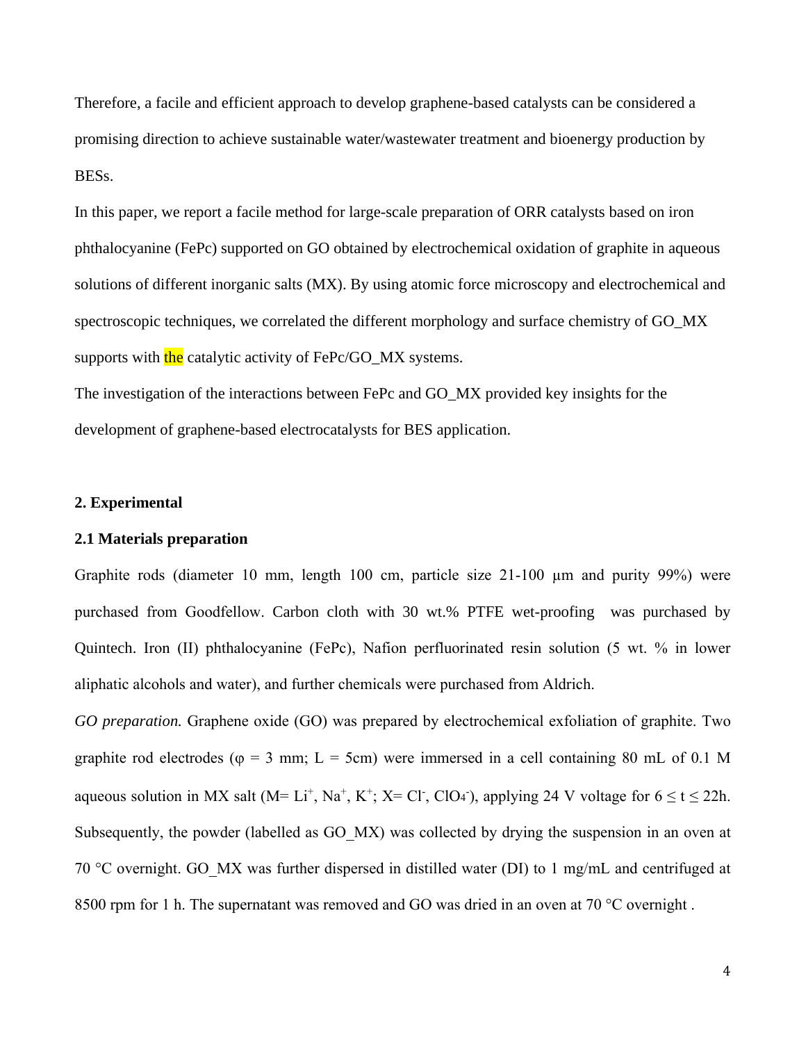Therefore, a facile and efficient approach to develop graphene-based catalysts can be considered a promising direction to achieve sustainable water/wastewater treatment and bioenergy production by BESs.

In this paper, we report a facile method for large-scale preparation of ORR catalysts based on iron phthalocyanine (FePc) supported on GO obtained by electrochemical oxidation of graphite in aqueous solutions of different inorganic salts (MX). By using atomic force microscopy and electrochemical and spectroscopic techniques, we correlated the different morphology and surface chemistry of GO_MX supports with the catalytic activity of FePc/GO_MX systems.

The investigation of the interactions between FePc and GO_MX provided key insights for the development of graphene-based electrocatalysts for BES application.

## 2. Experimental

### 2.1 Materials preparation

Graphite rods (diameter 10 mm, length 100 cm, particle size 21-100 µm and purity 99%) were purchased from Goodfellow. Carbon cloth with 30 wt.% PTFE wet-proofing was purchased by Quintech. Iron (II) phthalocyanine (FePc), Nafion perfluorinated resin solution (5 wt. % in lower aliphatic alcohols and water), and further chemicals were purchased from Aldrich.

*GO preparation.* Graphene oxide (GO) was prepared by electrochemical exfoliation of graphite. Two graphite rod electrodes ($\varphi$ = 3 mm; L = 5cm) were immersed in a cell containing 80 mL of 0.1 M aqueous solution in MX salt (M= $Li^+$, $Na^+$, $K^+$; X= $Cl^-$, $ClO_4^-$), applying 24 V voltage for $6 \leq t \leq 22$h. Subsequently, the powder (labelled as GO_MX) was collected by drying the suspension in an oven at 70 °C overnight. GO_MX was further dispersed in distilled water (DI) to 1 mg/mL and centrifuged at 8500 rpm for 1 h. The supernatant was removed and GO was dried in an oven at 70 °C overnight .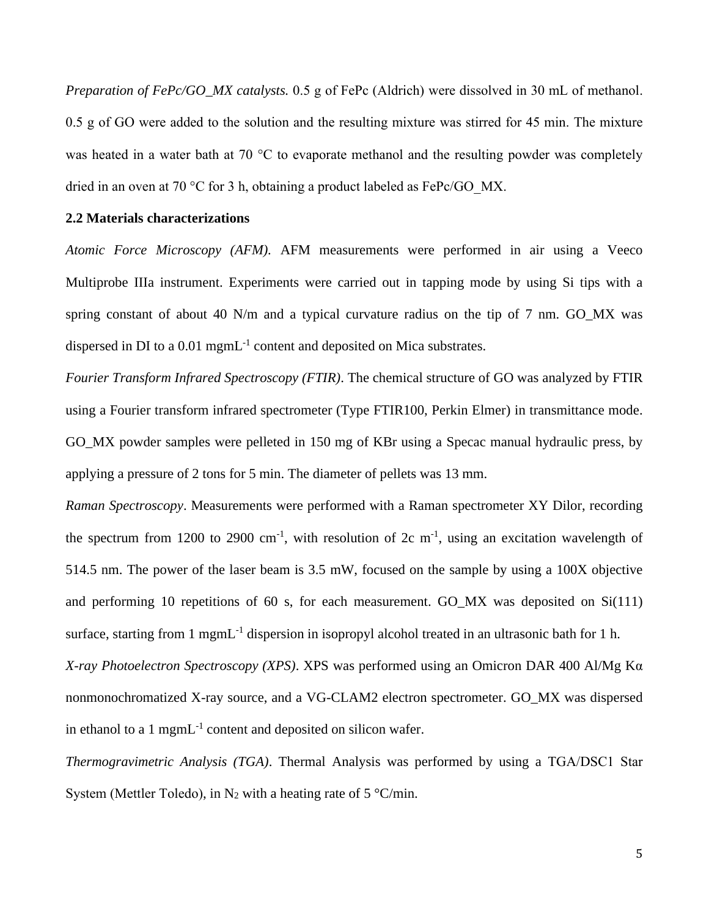*Preparation of FePc/GO_MX catalysts.* 0.5 g of FePc (Aldrich) were dissolved in 30 mL of methanol. 0.5 g of GO were added to the solution and the resulting mixture was stirred for 45 min. The mixture was heated in a water bath at 70 °C to evaporate methanol and the resulting powder was completely dried in an oven at 70 °C for 3 h, obtaining a product labeled as FePc/GO_MX.

**2.2 Materials characterizations**

*Atomic Force Microscopy (AFM).* AFM measurements were performed in air using a Veeco Multiprobe IIIa instrument. Experiments were carried out in tapping mode by using Si tips with a spring constant of about 40 N/m and a typical curvature radius on the tip of 7 nm. GO_MX was dispersed in DI to a 0.01 mgmL$^{-1}$ content and deposited on Mica substrates.

*Fourier Transform Infrared Spectroscopy (FTIR)*. The chemical structure of GO was analyzed by FTIR using a Fourier transform infrared spectrometer (Type FTIR100, Perkin Elmer) in transmittance mode. GO_MX powder samples were pelleted in 150 mg of KBr using a Specac manual hydraulic press, by applying a pressure of 2 tons for 5 min. The diameter of pellets was 13 mm.

*Raman Spectroscopy*. Measurements were performed with a Raman spectrometer XY Dilor, recording the spectrum from 1200 to 2900 cm$^{-1}$, with resolution of 2c m$^{-1}$, using an excitation wavelength of 514.5 nm. The power of the laser beam is 3.5 mW, focused on the sample by using a 100X objective and performing 10 repetitions of 60 s, for each measurement. GO_MX was deposited on Si(111) surface, starting from 1 mgmL$^{-1}$ dispersion in isopropyl alcohol treated in an ultrasonic bath for 1 h.

*X-ray Photoelectron Spectroscopy (XPS)*. XPS was performed using an Omicron DAR 400 Al/Mg Kα nonmonochromatized X-ray source, and a VG-CLAM2 electron spectrometer. GO_MX was dispersed in ethanol to a 1 mgmL$^{-1}$ content and deposited on silicon wafer.

*Thermogravimetric Analysis (TGA)*. Thermal Analysis was performed by using a TGA/DSC1 Star System (Mettler Toledo), in $N_2$ with a heating rate of 5 °C/min.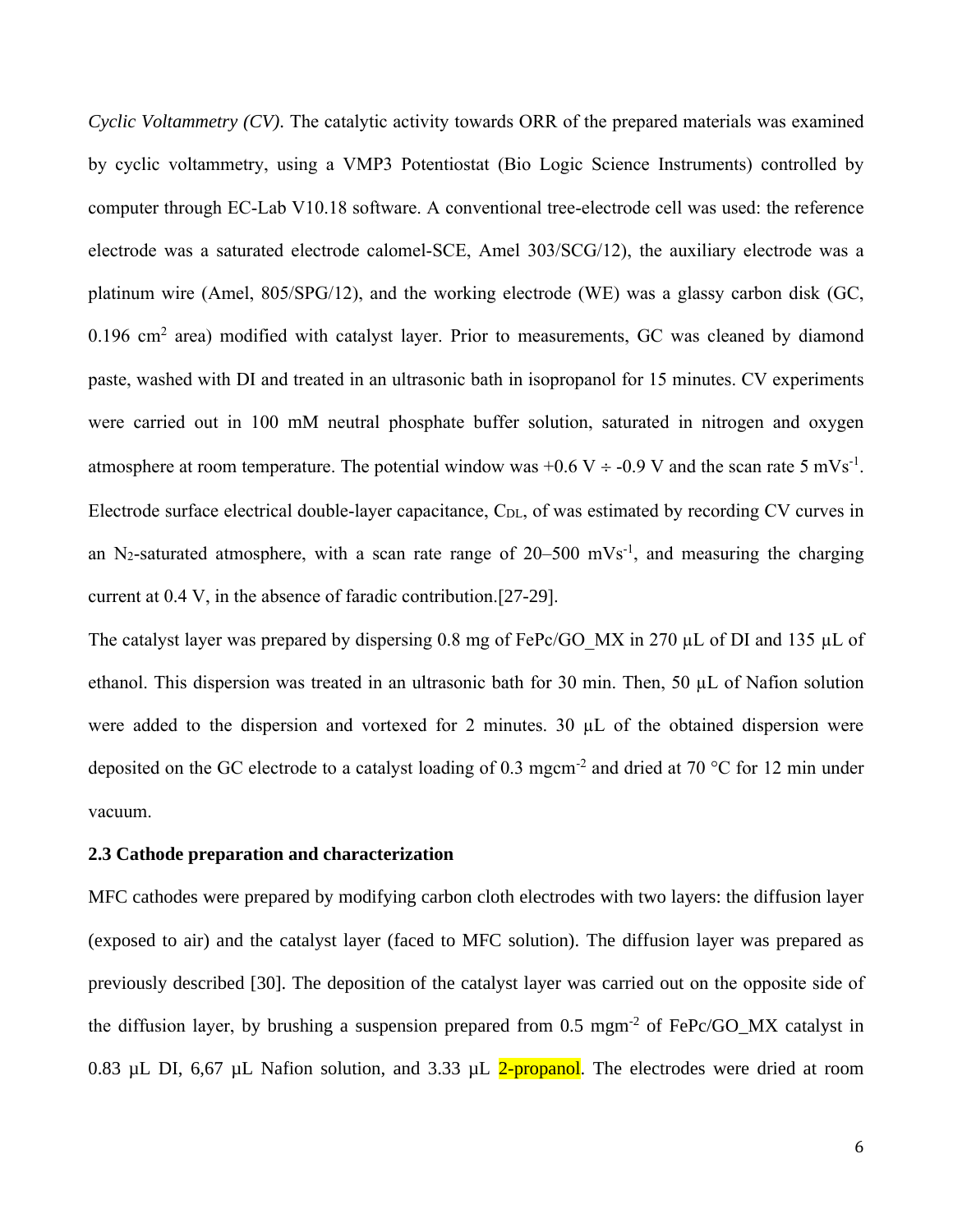*Cyclic Voltammetry (CV).* The catalytic activity towards ORR of the prepared materials was examined by cyclic voltammetry, using a VMP3 Potentiostat (Bio Logic Science Instruments) controlled by computer through EC-Lab V10.18 software. A conventional tree-electrode cell was used: the reference electrode was a saturated electrode calomel-SCE, Amel 303/SCG/12), the auxiliary electrode was a platinum wire (Amel, 805/SPG/12), and the working electrode (WE) was a glassy carbon disk (GC, 0.196 $cm^2$ area) modified with catalyst layer. Prior to measurements, GC was cleaned by diamond paste, washed with DI and treated in an ultrasonic bath in isopropanol for 15 minutes. CV experiments were carried out in 100 mM neutral phosphate buffer solution, saturated in nitrogen and oxygen atmosphere at room temperature. The potential window was +0.6 V ÷ -0.9 V and the scan rate 5 $mVs^{-1}$. Electrode surface electrical double-layer capacitance, $C_{DL}$, of was estimated by recording CV curves in an $N_2$-saturated atmosphere, with a scan rate range of 20–500 $mVs^{-1}$, and measuring the charging current at 0.4 V, in the absence of faradic contribution.[27-29].

The catalyst layer was prepared by dispersing 0.8 mg of FePc/GO_MX in 270 µL of DI and 135 µL of ethanol. This dispersion was treated in an ultrasonic bath for 30 min. Then, 50 µL of Nafion solution were added to the dispersion and vortexed for 2 minutes. 30 µL of the obtained dispersion were deposited on the GC electrode to a catalyst loading of 0.3 $mgcm^{-2}$ and dried at 70 °C for 12 min under vacuum.

**2.3 Cathode preparation and characterization**

MFC cathodes were prepared by modifying carbon cloth electrodes with two layers: the diffusion layer (exposed to air) and the catalyst layer (faced to MFC solution). The diffusion layer was prepared as previously described [30]. The deposition of the catalyst layer was carried out on the opposite side of the diffusion layer, by brushing a suspension prepared from 0.5 $mgm^{-2}$ of FePc/GO_MX catalyst in 0.83 µL DI, 6,67 µL Nafion solution, and 3.33 µL 2-propanol. The electrodes were dried at room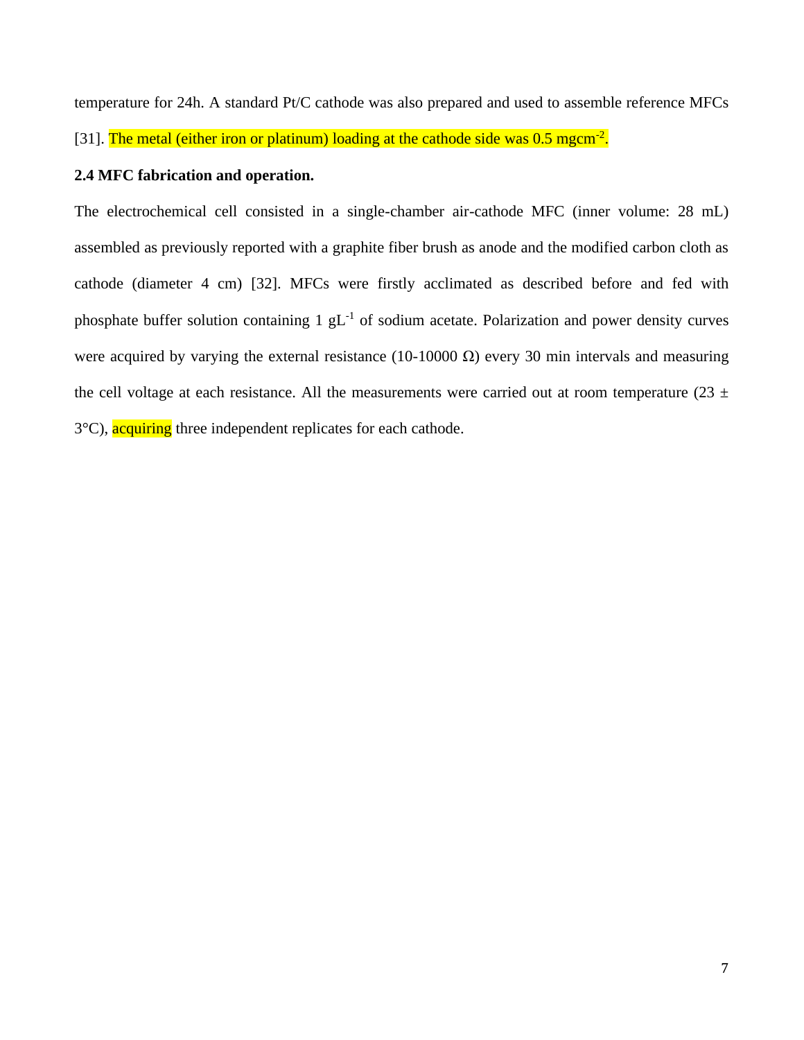temperature for 24h. A standard Pt/C cathode was also prepared and used to assemble reference MFCs [31]. The metal (either iron or platinum) loading at the cathode side was 0.5 $mgcm^{-2}$.

**2.4 MFC fabrication and operation.**

The electrochemical cell consisted in a single-chamber air-cathode MFC (inner volume: 28 mL) assembled as previously reported with a graphite fiber brush as anode and the modified carbon cloth as cathode (diameter 4 cm) [32]. MFCs were firstly acclimated as described before and fed with phosphate buffer solution containing 1 $gL^{-1}$ of sodium acetate. Polarization and power density curves were acquired by varying the external resistance (10-10000 Ω) every 30 min intervals and measuring the cell voltage at each resistance. All the measurements were carried out at room temperature (23 ± 3°C), acquiring three independent replicates for each cathode.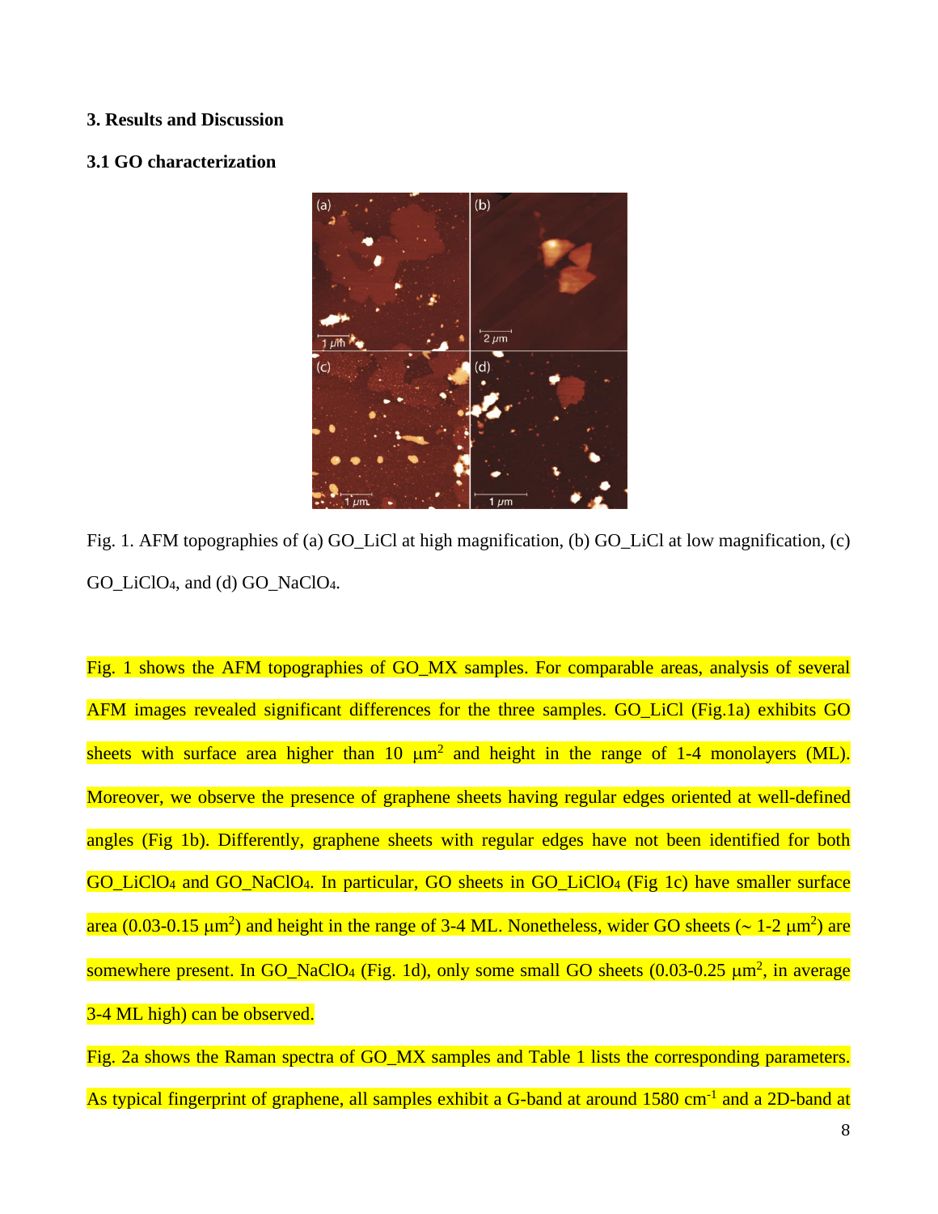## 3. Results and Discussion

### 3.1 GO characterization

Fig. 1. AFM topographies of (a) GO_LiCl at high magnification, (b) GO_LiCl at low magnification, (c) GO_LiClO$_4$, and (d) GO_NaClO$_4$.

Fig. 1 shows the AFM topographies of GO_MX samples. For comparable areas, analysis of several AFM images revealed significant differences for the three samples. GO_LiCl (Fig.1a) exhibits GO sheets with surface area higher than 10 μm$^2$ and height in the range of 1-4 monolayers (ML). Moreover, we observe the presence of graphene sheets having regular edges oriented at well-defined angles (Fig 1b). Differently, graphene sheets with regular edges have not been identified for both GO_LiClO$_4$ and GO_NaClO$_4$. In particular, GO sheets in GO_LiClO$_4$ (Fig 1c) have smaller surface area (0.03-0.15 μm$^2$) and height in the range of 3-4 ML. Nonetheless, wider GO sheets (~ 1-2 μm$^2$) are somewhere present. In GO_NaClO$_4$ (Fig. 1d), only some small GO sheets (0.03-0.25 μm$^2$, in average 3-4 ML high) can be observed.

Fig. 2a shows the Raman spectra of GO_MX samples and Table 1 lists the corresponding parameters. As typical fingerprint of graphene, all samples exhibit a G-band at around 1580 cm$^{-1}$ and a 2D-band at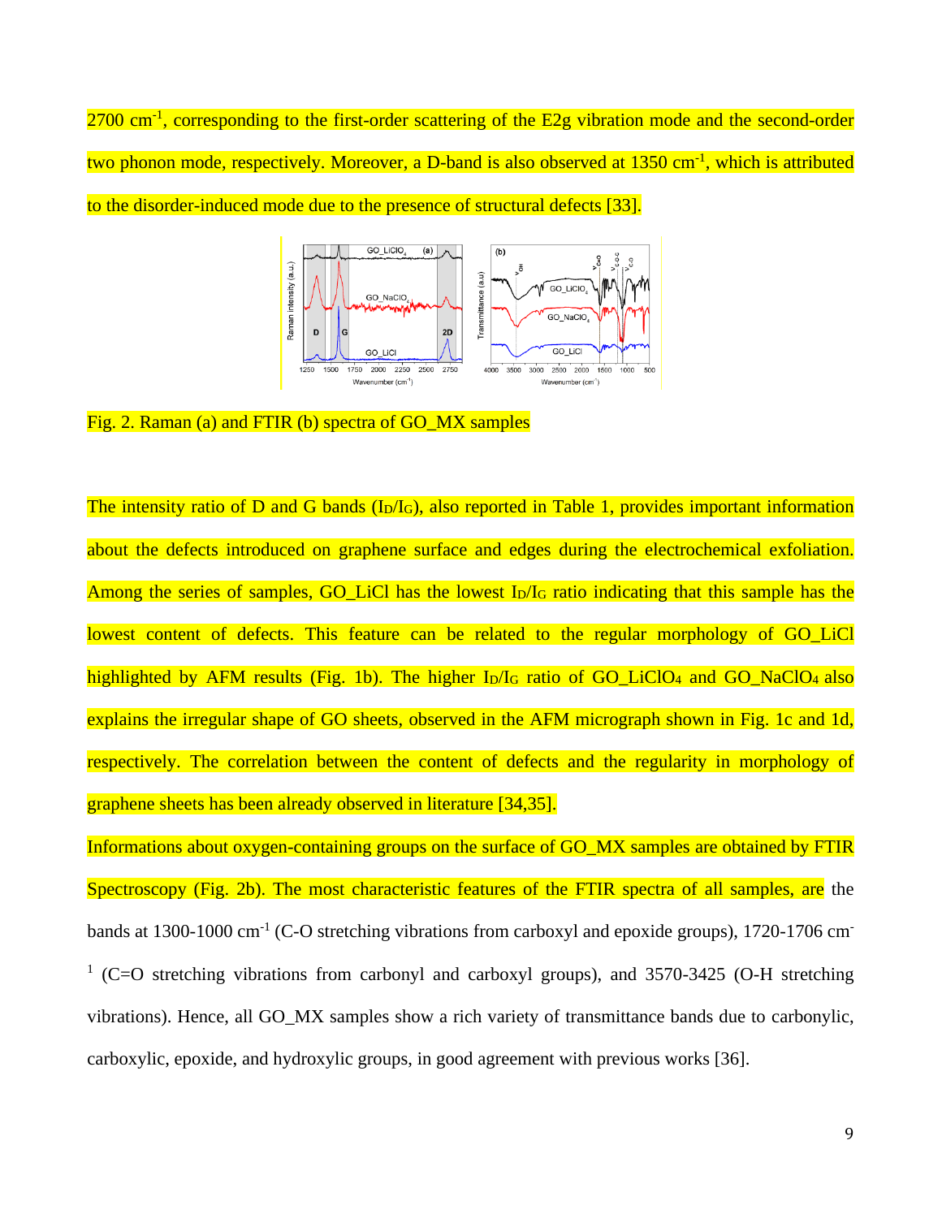2700 cm$^{-1}$, corresponding to the first-order scattering of the E2g vibration mode and the second-order two phonon mode, respectively. Moreover, a D-band is also observed at 1350 cm$^{-1}$, which is attributed to the disorder-induced mode due to the presence of structural defects [33].

Fig. 2. Raman (a) and FTIR (b) spectra of GO_MX samples

The intensity ratio of D and G bands ($I_D/I_G$), also reported in Table 1, provides important information about the defects introduced on graphene surface and edges during the electrochemical exfoliation. Among the series of samples, GO_LiCl has the lowest $I_D/I_G$ ratio indicating that this sample has the lowest content of defects. This feature can be related to the regular morphology of GO_LiCl highlighted by AFM results (Fig. 1b). The higher $I_D/I_G$ ratio of GO_$LiClO_4$ and GO_$NaClO_4$ also explains the irregular shape of GO sheets, observed in the AFM micrograph shown in Fig. 1c and 1d, respectively. The correlation between the content of defects and the regularity in morphology of graphene sheets has been already observed in literature [34,35].

Informations about oxygen-containing groups on the surface of GO_MX samples are obtained by FTIR Spectroscopy (Fig. 2b). The most characteristic features of the FTIR spectra of all samples, are the bands at 1300-1000 cm$^{-1}$ (C-O stretching vibrations from carboxyl and epoxide groups), 1720-1706 cm$^{-1}$ (C=O stretching vibrations from carbonyl and carboxyl groups), and 3570-3425 (O-H stretching vibrations). Hence, all GO_MX samples show a rich variety of transmittance bands due to carbonylic, carboxylic, epoxide, and hydroxylic groups, in good agreement with previous works [36].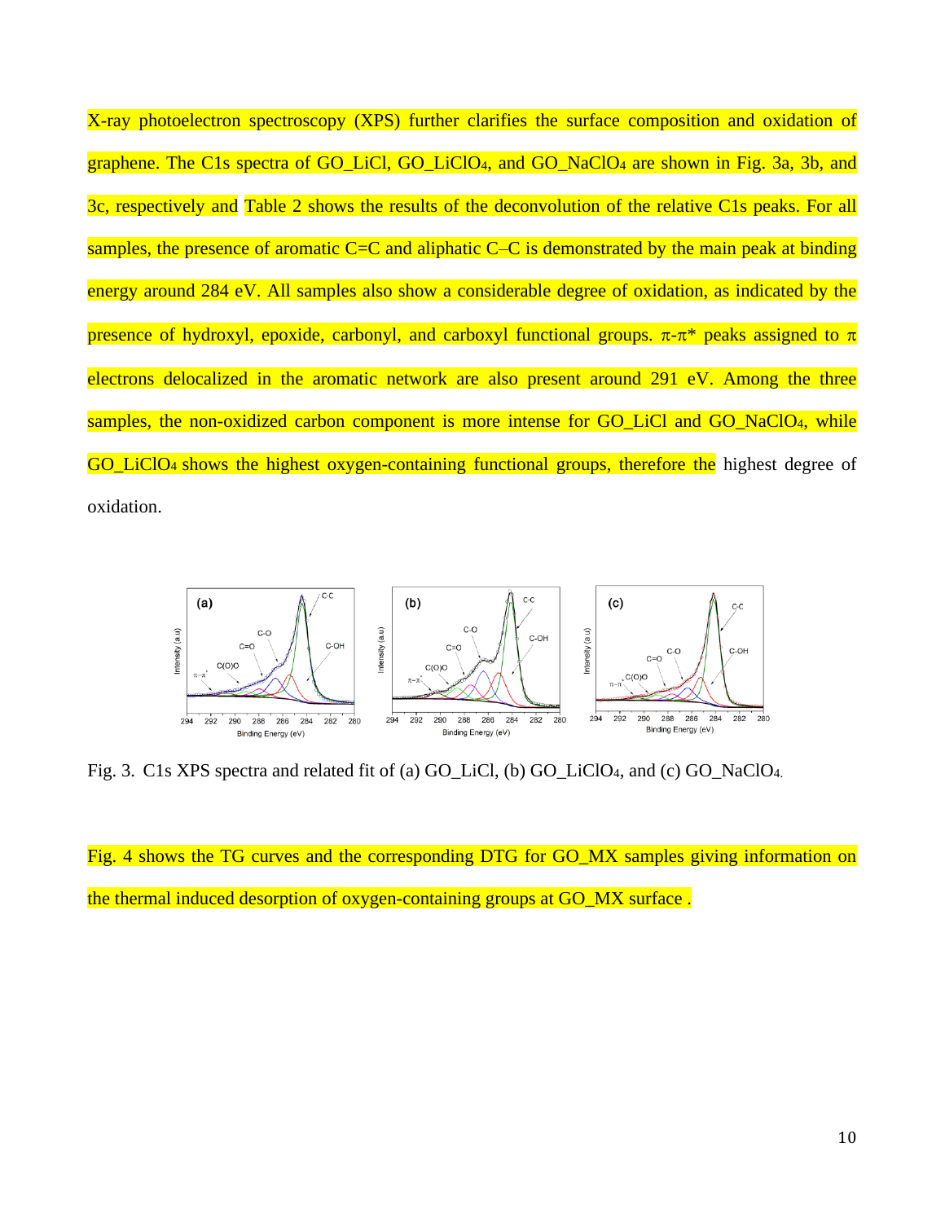X-ray photoelectron spectroscopy (XPS) further clarifies the surface composition and oxidation of graphene. The C1s spectra of GO_LiCl, GO_LiClO$_4$, and GO_NaClO$_4$ are shown in Fig. 3a, 3b, and 3c, respectively and Table 2 shows the results of the deconvolution of the relative C1s peaks. For all samples, the presence of aromatic C=C and aliphatic C–C is demonstrated by the main peak at binding energy around 284 eV. All samples also show a considerable degree of oxidation, as indicated by the presence of hydroxyl, epoxide, carbonyl, and carboxyl functional groups. π-π* peaks assigned to π electrons delocalized in the aromatic network are also present around 291 eV. Among the three samples, the non-oxidized carbon component is more intense for GO_LiCl and GO_NaClO$_4$, while GO_LiClO$_4$ shows the highest oxygen-containing functional groups, therefore the highest degree of oxidation.

Fig. 3. C1s XPS spectra and related fit of (a) GO_LiCl, (b) GO_LiClO$_4$, and (c) GO_NaClO$_4$.

Fig. 4 shows the TG curves and the corresponding DTG for GO_MX samples giving information on the thermal induced desorption of oxygen-containing groups at GO_MX surface .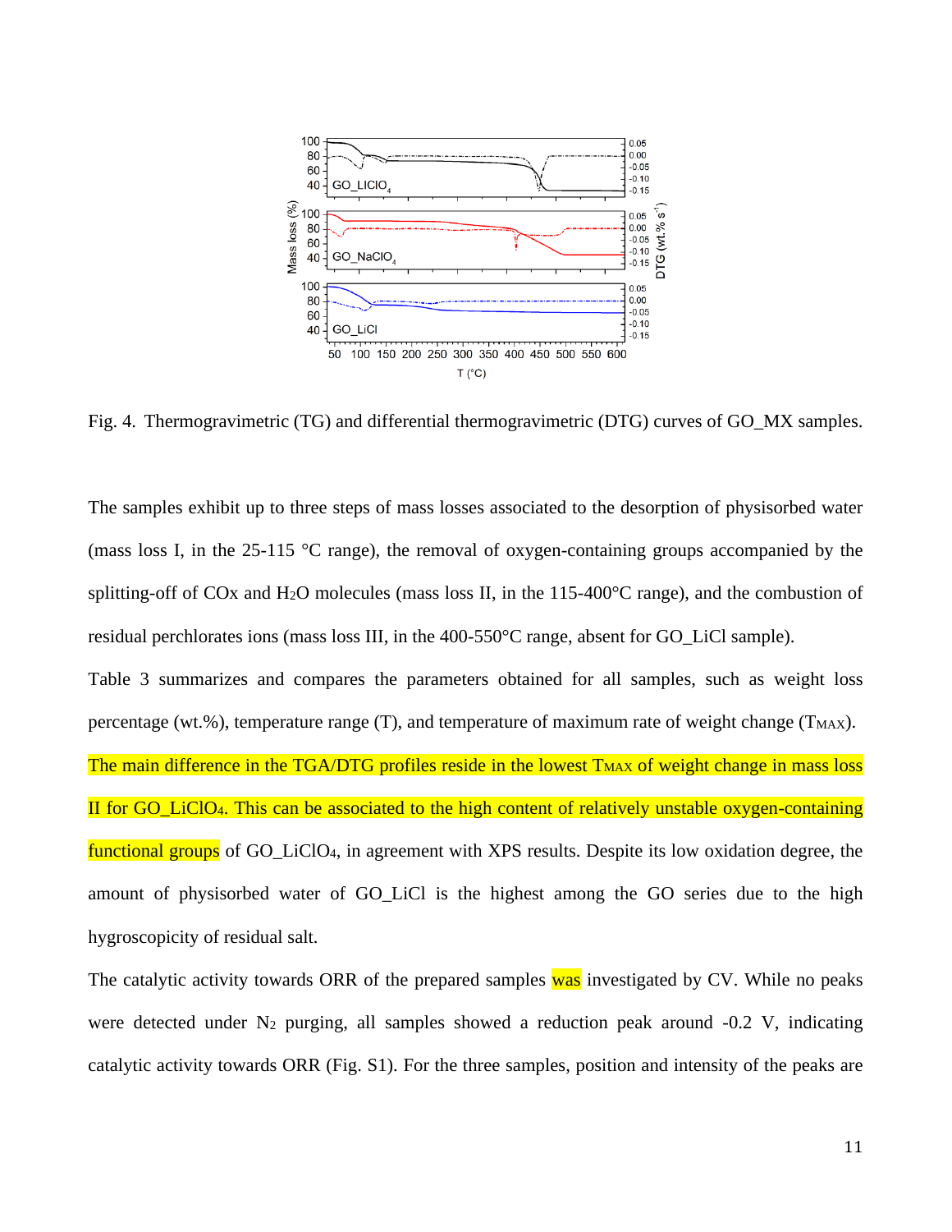Fig. 4. Thermogravimetric (TG) and differential thermogravimetric (DTG) curves of GO_MX samples.

The samples exhibit up to three steps of mass losses associated to the desorption of physisorbed water (mass loss I, in the 25-115 °C range), the removal of oxygen-containing groups accompanied by the splitting-off of COx and $H_2O$ molecules (mass loss II, in the 115-400°C range), and the combustion of residual perchlorates ions (mass loss III, in the 400-550°C range, absent for GO_LiCl sample).

Table 3 summarizes and compares the parameters obtained for all samples, such as weight loss percentage (wt.%), temperature range (T), and temperature of maximum rate of weight change ($T_{MAX}$). The main difference in the TGA/DTG profiles reside in the lowest $T_{MAX}$ of weight change in mass loss II for GO_LiClO4. This can be associated to the high content of relatively unstable oxygen-containing functional groups of GO_LiClO4, in agreement with XPS results. Despite its low oxidation degree, the amount of physisorbed water of GO_LiCl is the highest among the GO series due to the high hygroscopicity of residual salt.

The catalytic activity towards ORR of the prepared samples was investigated by CV. While no peaks were detected under $N_2$ purging, all samples showed a reduction peak around -0.2 V, indicating catalytic activity towards ORR (Fig. S1). For the three samples, position and intensity of the peaks are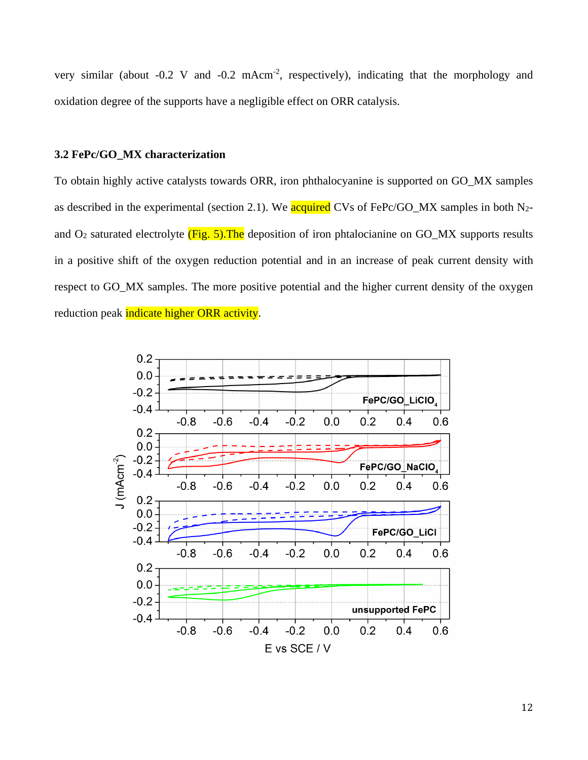very similar (about -0.2 V and -0.2 mAcm$^{-2}$, respectively), indicating that the morphology and oxidation degree of the supports have a negligible effect on ORR catalysis.

### 3.2 FePc/GO_MX characterization

To obtain highly active catalysts towards ORR, iron phthalocyanine is supported on GO_MX samples as described in the experimental (section 2.1). We acquired CVs of FePc/GO_MX samples in both $N_2$- and $O_2$ saturated electrolyte (Fig. 5).The deposition of iron phtalocianine on GO_MX supports results in a positive shift of the oxygen reduction potential and in an increase of peak current density with respect to GO_MX samples. The more positive potential and the higher current density of the oxygen reduction peak indicate higher ORR activity.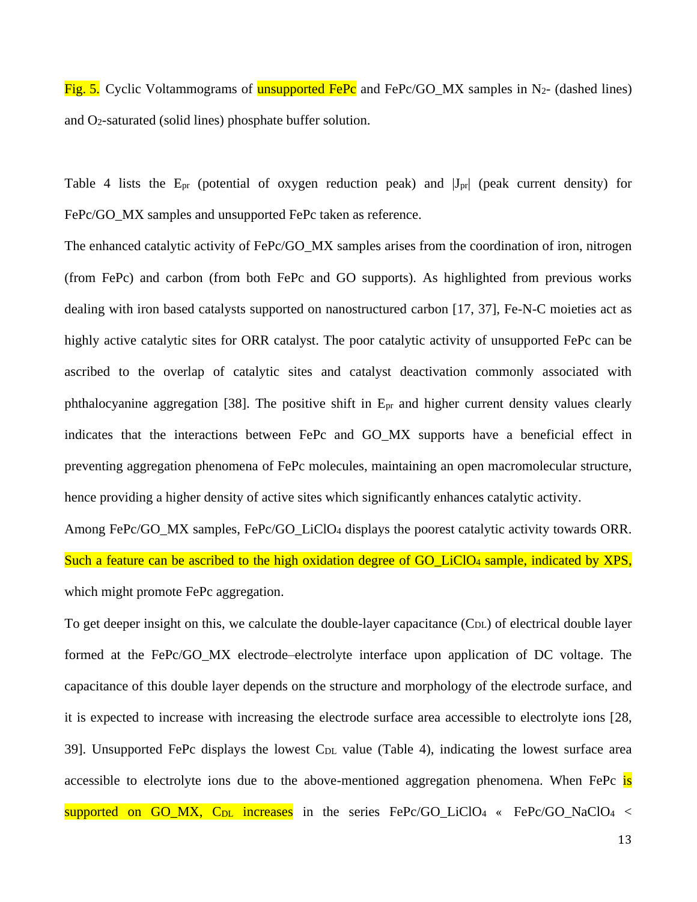Fig. 5. Cyclic Voltammograms of unsupported FePc and FePc/GO_MX samples in $N_2$- (dashed lines) and $O_2$-saturated (solid lines) phosphate buffer solution.

Table 4 lists the $E_{pr}$ (potential of oxygen reduction peak) and $|J_{pr}|$ (peak current density) for FePc/GO_MX samples and unsupported FePc taken as reference.

The enhanced catalytic activity of FePc/GO_MX samples arises from the coordination of iron, nitrogen (from FePc) and carbon (from both FePc and GO supports). As highlighted from previous works dealing with iron based catalysts supported on nanostructured carbon [17, 37], Fe-N-C moieties act as highly active catalytic sites for ORR catalyst. The poor catalytic activity of unsupported FePc can be ascribed to the overlap of catalytic sites and catalyst deactivation commonly associated with phthalocyanine aggregation [38]. The positive shift in $E_{pr}$ and higher current density values clearly indicates that the interactions between FePc and GO_MX supports have a beneficial effect in preventing aggregation phenomena of FePc molecules, maintaining an open macromolecular structure, hence providing a higher density of active sites which significantly enhances catalytic activity.

Among FePc/GO_MX samples, FePc/GO_$LiClO_4$ displays the poorest catalytic activity towards ORR. Such a feature can be ascribed to the high oxidation degree of GO_$LiClO_4$ sample, indicated by XPS, which might promote FePc aggregation.

To get deeper insight on this, we calculate the double-layer capacitance ($C_{DL}$) of electrical double layer formed at the FePc/GO_MX electrode–electrolyte interface upon application of DC voltage. The capacitance of this double layer depends on the structure and morphology of the electrode surface, and it is expected to increase with increasing the electrode surface area accessible to electrolyte ions [28, 39]. Unsupported FePc displays the lowest $C_{DL}$ value (Table 4), indicating the lowest surface area accessible to electrolyte ions due to the above-mentioned aggregation phenomena. When FePc is supported on GO_MX, $C_{DL}$ increases in the series FePc/GO_$LiClO_4$ « FePc/GO_$NaClO_4$ <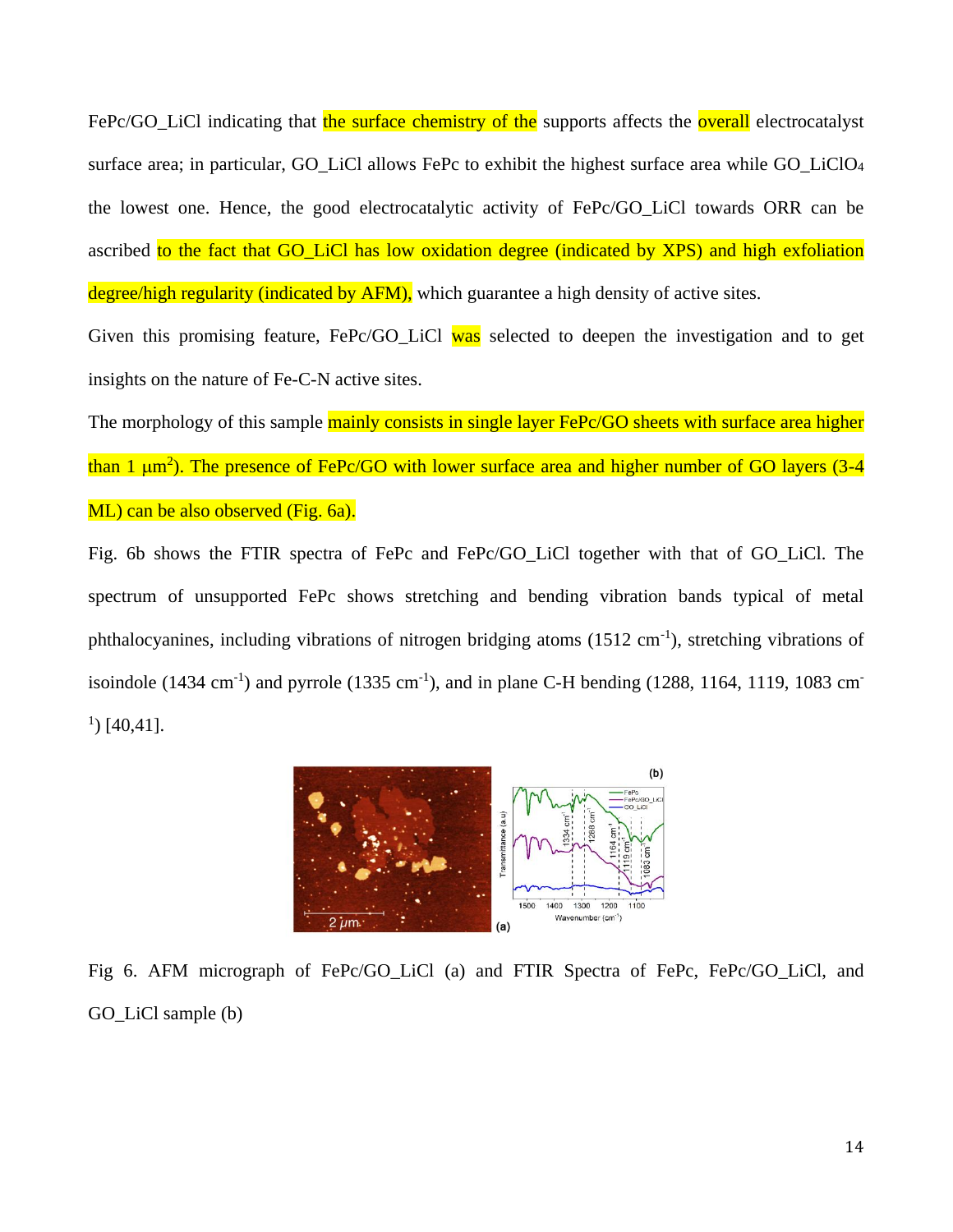FePc/GO_LiCl indicating that the surface chemistry of the supports affects the overall electrocatalyst surface area; in particular, GO_LiCl allows FePc to exhibit the highest surface area while GO_LiClO$_4$ the lowest one. Hence, the good electrocatalytic activity of FePc/GO_LiCl towards ORR can be ascribed to the fact that GO_LiCl has low oxidation degree (indicated by XPS) and high exfoliation degree/high regularity (indicated by AFM), which guarantee a high density of active sites.

Given this promising feature, FePc/GO_LiCl was selected to deepen the investigation and to get insights on the nature of Fe-C-N active sites.

The morphology of this sample mainly consists in single layer FePc/GO sheets with surface area higher than 1 $\mu m^2$). The presence of FePc/GO with lower surface area and higher number of GO layers (3-4 ML) can be also observed (Fig. 6a).

Fig. 6b shows the FTIR spectra of FePc and FePc/GO_LiCl together with that of GO_LiCl. The spectrum of unsupported FePc shows stretching and bending vibration bands typical of metal phthalocyanines, including vibrations of nitrogen bridging atoms (1512 $cm^{-1}$), stretching vibrations of isoindole (1434 $cm^{-1}$) and pyrrole (1335 $cm^{-1}$), and in plane C-H bending (1288, 1164, 1119, 1083 $cm^{-1}$) [40,41].

Fig 6. AFM micrograph of FePc/GO_LiCl (a) and FTIR Spectra of FePc, FePc/GO_LiCl, and GO_LiCl sample (b)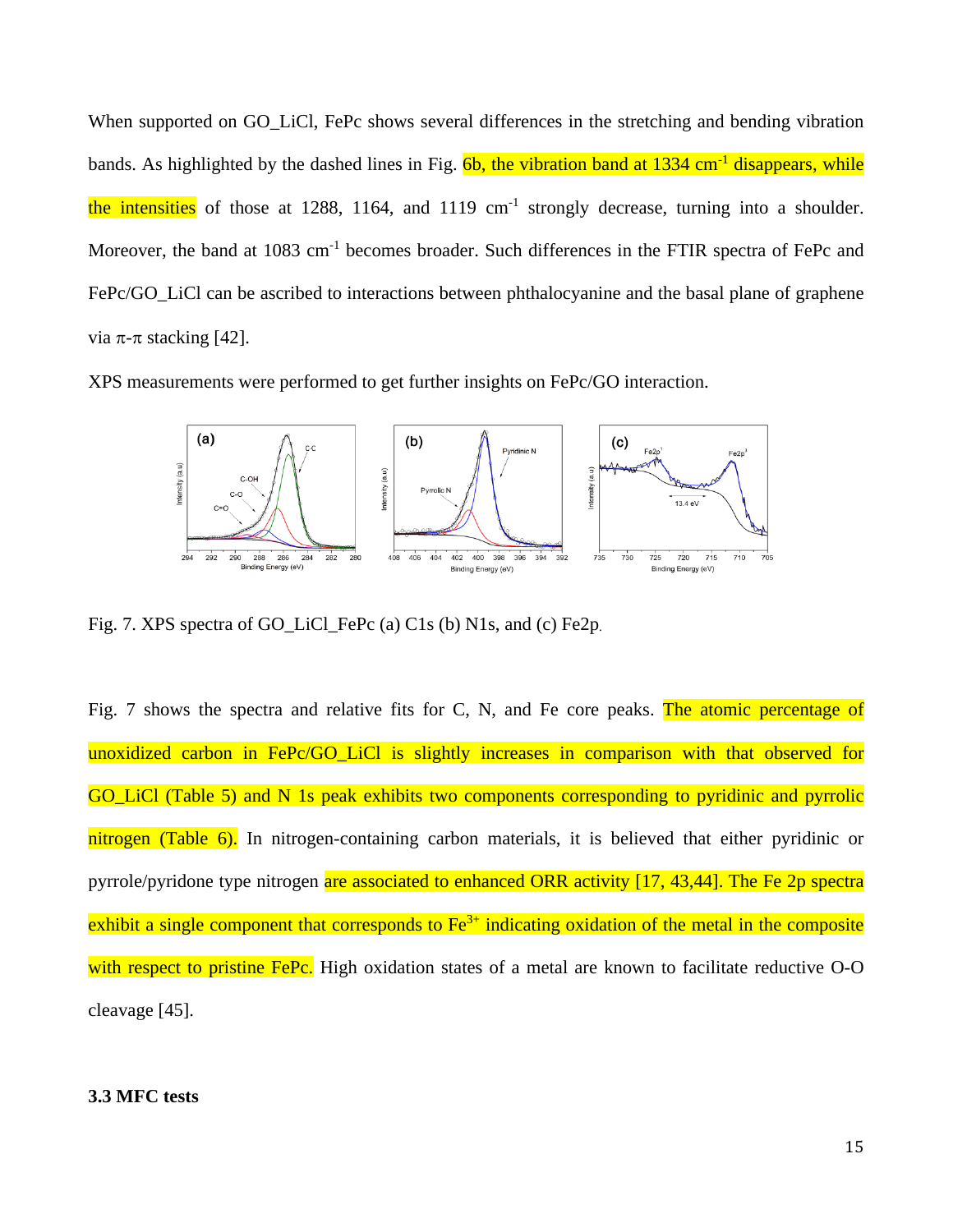When supported on GO_LiCl, FePc shows several differences in the stretching and bending vibration bands. As highlighted by the dashed lines in Fig. 6b, the vibration band at 1334 cm$^{-1}$ disappears, while the intensities of those at 1288, 1164, and 1119 cm$^{-1}$ strongly decrease, turning into a shoulder. Moreover, the band at 1083 cm$^{-1}$ becomes broader. Such differences in the FTIR spectra of FePc and FePc/GO_LiCl can be ascribed to interactions between phthalocyanine and the basal plane of graphene via π-π stacking [42].

XPS measurements were performed to get further insights on FePc/GO interaction.

Fig. 7. XPS spectra of GO_LiCl_FePc (a) C1s (b) N1s, and (c) Fe2p.

Fig. 7 shows the spectra and relative fits for C, N, and Fe core peaks. The atomic percentage of unoxidized carbon in FePc/GO_LiCl is slightly increases in comparison with that observed for GO_LiCl (Table 5) and N 1s peak exhibits two components corresponding to pyridinic and pyrrolic nitrogen (Table 6). In nitrogen-containing carbon materials, it is believed that either pyridinic or pyrrole/pyridone type nitrogen are associated to enhanced ORR activity [17, 43,44]. The Fe 2p spectra exhibit a single component that corresponds to $Fe^{3+}$ indicating oxidation of the metal in the composite with respect to pristine FePc. High oxidation states of a metal are known to facilitate reductive O-O cleavage [45].

### 3.3 MFC tests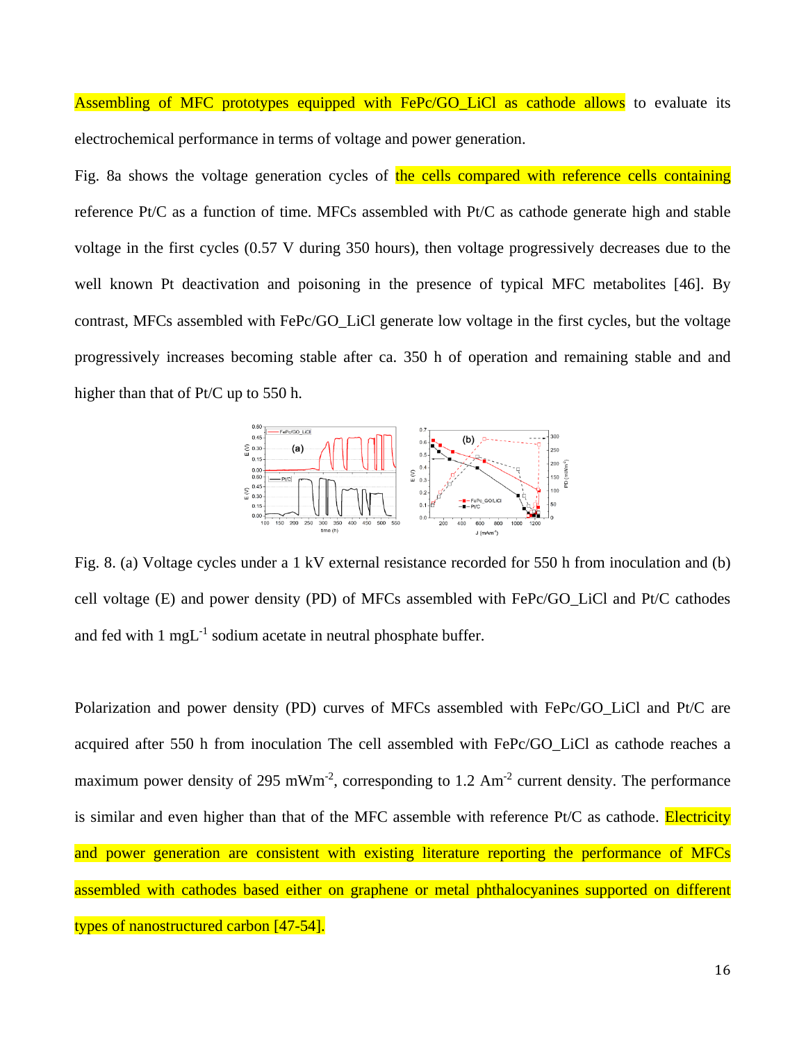Assembling of MFC prototypes equipped with FePc/GO_LiCl as cathode allows to evaluate its electrochemical performance in terms of voltage and power generation.

Fig. 8a shows the voltage generation cycles of the cells compared with reference cells containing reference Pt/C as a function of time. MFCs assembled with Pt/C as cathode generate high and stable voltage in the first cycles (0.57 V during 350 hours), then voltage progressively decreases due to the well known Pt deactivation and poisoning in the presence of typical MFC metabolites [46]. By contrast, MFCs assembled with FePc/GO_LiCl generate low voltage in the first cycles, but the voltage progressively increases becoming stable after ca. 350 h of operation and remaining stable and and higher than that of Pt/C up to 550 h.

Fig. 8. (a) Voltage cycles under a 1 kV external resistance recorded for 550 h from inoculation and (b) cell voltage (E) and power density (PD) of MFCs assembled with FePc/GO_LiCl and Pt/C cathodes and fed with 1 $mgL^{-1}$ sodium acetate in neutral phosphate buffer.

Polarization and power density (PD) curves of MFCs assembled with FePc/GO_LiCl and Pt/C are acquired after 550 h from inoculation The cell assembled with FePc/GO_LiCl as cathode reaches a maximum power density of 295 $mWm^{-2}$, corresponding to 1.2 $Am^{-2}$ current density. The performance is similar and even higher than that of the MFC assemble with reference Pt/C as cathode. Electricity and power generation are consistent with existing literature reporting the performance of MFCs assembled with cathodes based either on graphene or metal phthalocyanines supported on different types of nanostructured carbon [47-54].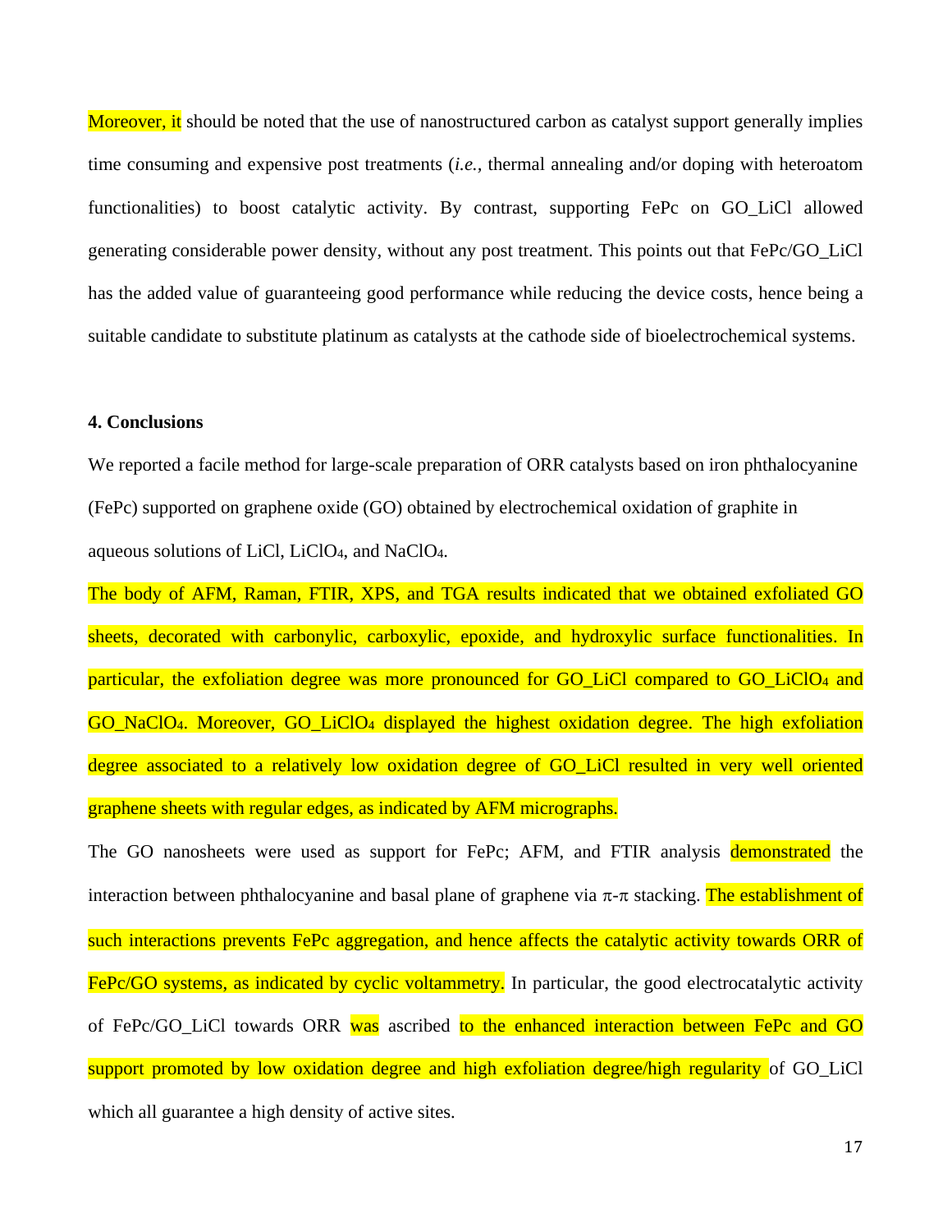Moreover, it should be noted that the use of nanostructured carbon as catalyst support generally implies time consuming and expensive post treatments (*i.e.*, thermal annealing and/or doping with heteroatom functionalities) to boost catalytic activity. By contrast, supporting FePc on GO_LiCl allowed generating considerable power density, without any post treatment. This points out that FePc/GO_LiCl has the added value of guaranteeing good performance while reducing the device costs, hence being a suitable candidate to substitute platinum as catalysts at the cathode side of bioelectrochemical systems.

## 4. Conclusions

We reported a facile method for large-scale preparation of ORR catalysts based on iron phthalocyanine (FePc) supported on graphene oxide (GO) obtained by electrochemical oxidation of graphite in aqueous solutions of LiCl, $LiClO_4$, and $NaClO_4$.

The body of AFM, Raman, FTIR, XPS, and TGA results indicated that we obtained exfoliated GO sheets, decorated with carbonylic, carboxylic, epoxide, and hydroxylic surface functionalities. In particular, the exfoliation degree was more pronounced for GO_LiCl compared to GO_$LiClO_4$ and GO_$NaClO_4$. Moreover, GO_$LiClO_4$ displayed the highest oxidation degree. The high exfoliation degree associated to a relatively low oxidation degree of GO_LiCl resulted in very well oriented graphene sheets with regular edges, as indicated by AFM micrographs.

The GO nanosheets were used as support for FePc; AFM, and FTIR analysis demonstrated the interaction between phthalocyanine and basal plane of graphene via π-π stacking. The establishment of such interactions prevents FePc aggregation, and hence affects the catalytic activity towards ORR of FePc/GO systems, as indicated by cyclic voltammetry. In particular, the good electrocatalytic activity of FePc/GO_LiCl towards ORR was ascribed to the enhanced interaction between FePc and GO support promoted by low oxidation degree and high exfoliation degree/high regularity of GO_LiCl which all guarantee a high density of active sites.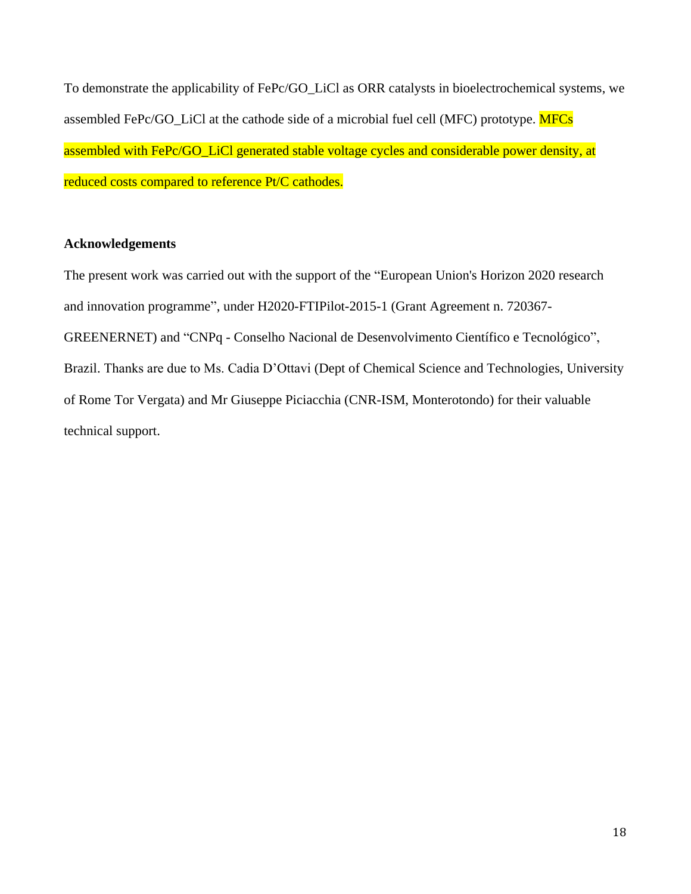To demonstrate the applicability of FePc/GO_LiCl as ORR catalysts in bioelectrochemical systems, we assembled FePc/GO_LiCl at the cathode side of a microbial fuel cell (MFC) prototype. MFCs assembled with FePc/GO_LiCl generated stable voltage cycles and considerable power density, at reduced costs compared to reference Pt/C cathodes.

**Acknowledgements**

The present work was carried out with the support of the "European Union's Horizon 2020 research and innovation programme", under H2020-FTIPilot-2015-1 (Grant Agreement n. 720367-GREENERNET) and "CNPq - Conselho Nacional de Desenvolvimento Científico e Tecnológico", Brazil. Thanks are due to Ms. Cadia D'Ottavi (Dept of Chemical Science and Technologies, University of Rome Tor Vergata) and Mr Giuseppe Piciacchia (CNR-ISM, Monterotondo) for their valuable technical support.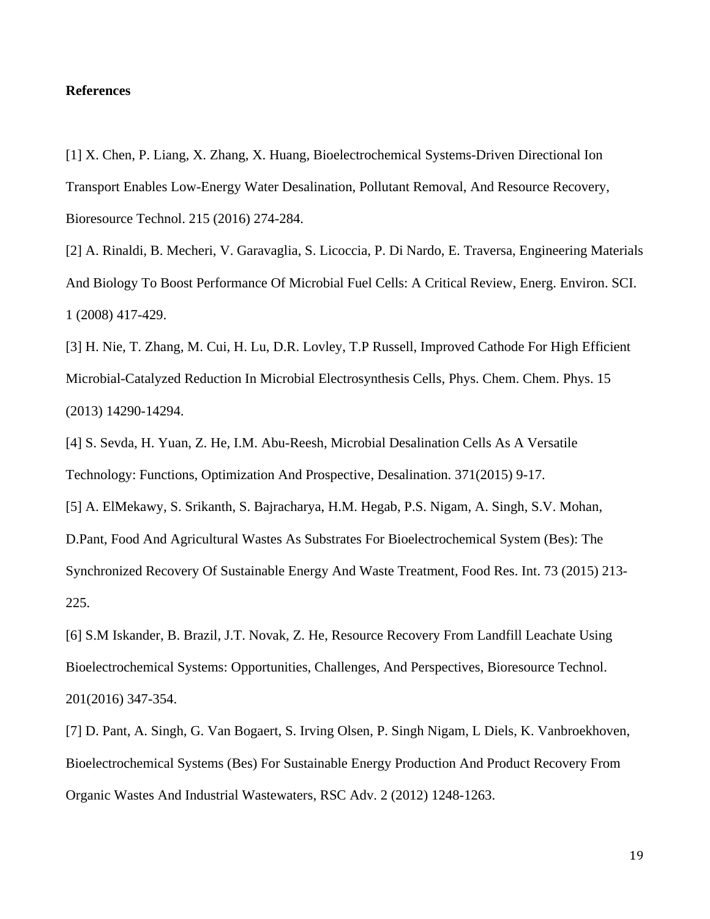**References**

[1] X. Chen, P. Liang, X. Zhang, X. Huang, Bioelectrochemical Systems-Driven Directional Ion Transport Enables Low-Energy Water Desalination, Pollutant Removal, And Resource Recovery, Bioresource Technol. 215 (2016) 274-284.

[2] A. Rinaldi, B. Mecheri, V. Garavaglia, S. Licoccia, P. Di Nardo, E. Traversa, Engineering Materials And Biology To Boost Performance Of Microbial Fuel Cells: A Critical Review, Energ. Environ. SCI. 1 (2008) 417-429.

[3] H. Nie, T. Zhang, M. Cui, H. Lu, D.R. Lovley, T.P Russell, Improved Cathode For High Efficient Microbial-Catalyzed Reduction In Microbial Electrosynthesis Cells, Phys. Chem. Chem. Phys. 15 (2013) 14290-14294.

[4] S. Sevda, H. Yuan, Z. He, I.M. Abu-Reesh, Microbial Desalination Cells As A Versatile Technology: Functions, Optimization And Prospective, Desalination. 371(2015) 9-17.

[5] A. ElMekawy, S. Srikanth, S. Bajracharya, H.M. Hegab, P.S. Nigam, A. Singh, S.V. Mohan, D.Pant, Food And Agricultural Wastes As Substrates For Bioelectrochemical System (Bes): The Synchronized Recovery Of Sustainable Energy And Waste Treatment, Food Res. Int. 73 (2015) 213-225.

[6] S.M Iskander, B. Brazil, J.T. Novak, Z. He, Resource Recovery From Landfill Leachate Using Bioelectrochemical Systems: Opportunities, Challenges, And Perspectives, Bioresource Technol. 201(2016) 347-354.

[7] D. Pant, A. Singh, G. Van Bogaert, S. Irving Olsen, P. Singh Nigam, L Diels, K. Vanbroekhoven, Bioelectrochemical Systems (Bes) For Sustainable Energy Production And Product Recovery From Organic Wastes And Industrial Wastewaters, RSC Adv. 2 (2012) 1248-1263.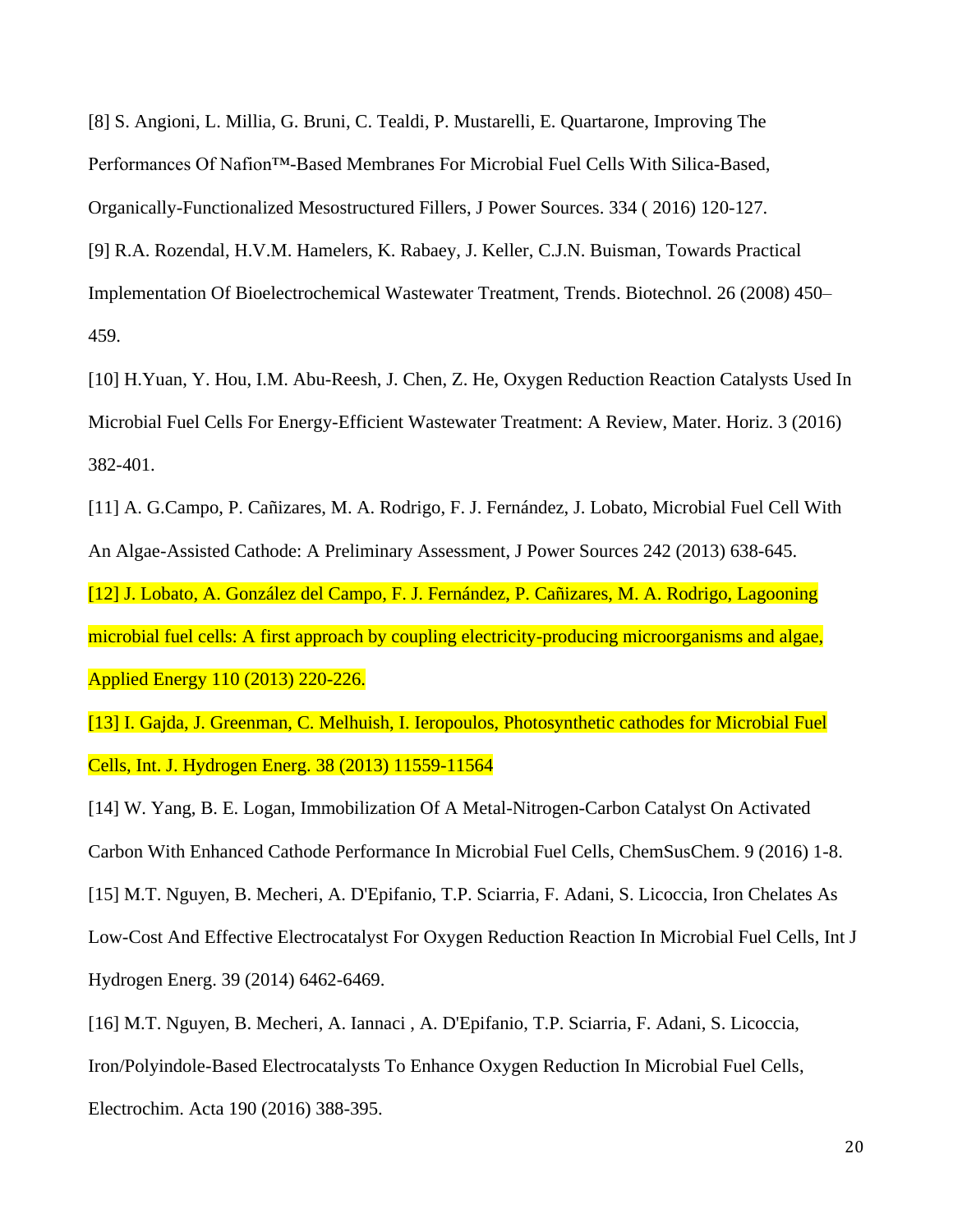[8] S. Angioni, L. Millia, G. Bruni, C. Tealdi, P. Mustarelli, E. Quartarone, Improving The Performances Of Nafion™-Based Membranes For Microbial Fuel Cells With Silica-Based, Organically-Functionalized Mesostructured Fillers, J Power Sources. 334 ( 2016) 120-127.

[9] R.A. Rozendal, H.V.M. Hamelers, K. Rabaey, J. Keller, C.J.N. Buisman, Towards Practical Implementation Of Bioelectrochemical Wastewater Treatment, Trends. Biotechnol. 26 (2008) 450–459.

[10] H.Yuan, Y. Hou, I.M. Abu-Reesh, J. Chen, Z. He, Oxygen Reduction Reaction Catalysts Used In Microbial Fuel Cells For Energy-Efficient Wastewater Treatment: A Review, Mater. Horiz. 3 (2016) 382-401.

[11] A. G.Campo, P. Cañizares, M. A. Rodrigo, F. J. Fernández, J. Lobato, Microbial Fuel Cell With An Algae-Assisted Cathode: A Preliminary Assessment, J Power Sources 242 (2013) 638-645.

[12] J. Lobato, A. González del Campo, F. J. Fernández, P. Cañizares, M. A. Rodrigo, Lagooning microbial fuel cells: A first approach by coupling electricity-producing microorganisms and algae, Applied Energy 110 (2013) 220-226.

[13] I. Gajda, J. Greenman, C. Melhuish, I. Ieropoulos, Photosynthetic cathodes for Microbial Fuel Cells, Int. J. Hydrogen Energ. 38 (2013) 11559-11564

[14] W. Yang, B. E. Logan, Immobilization Of A Metal-Nitrogen-Carbon Catalyst On Activated Carbon With Enhanced Cathode Performance In Microbial Fuel Cells, ChemSusChem. 9 (2016) 1-8.

[15] M.T. Nguyen, B. Mecheri, A. D'Epifanio, T.P. Sciarria, F. Adani, S. Licoccia, Iron Chelates As Low-Cost And Effective Electrocatalyst For Oxygen Reduction Reaction In Microbial Fuel Cells, Int J Hydrogen Energ. 39 (2014) 6462-6469.

[16] M.T. Nguyen, B. Mecheri, A. Iannaci , A. D'Epifanio, T.P. Sciarria, F. Adani, S. Licoccia, Iron/Polyindole-Based Electrocatalysts To Enhance Oxygen Reduction In Microbial Fuel Cells, Electrochim. Acta 190 (2016) 388-395.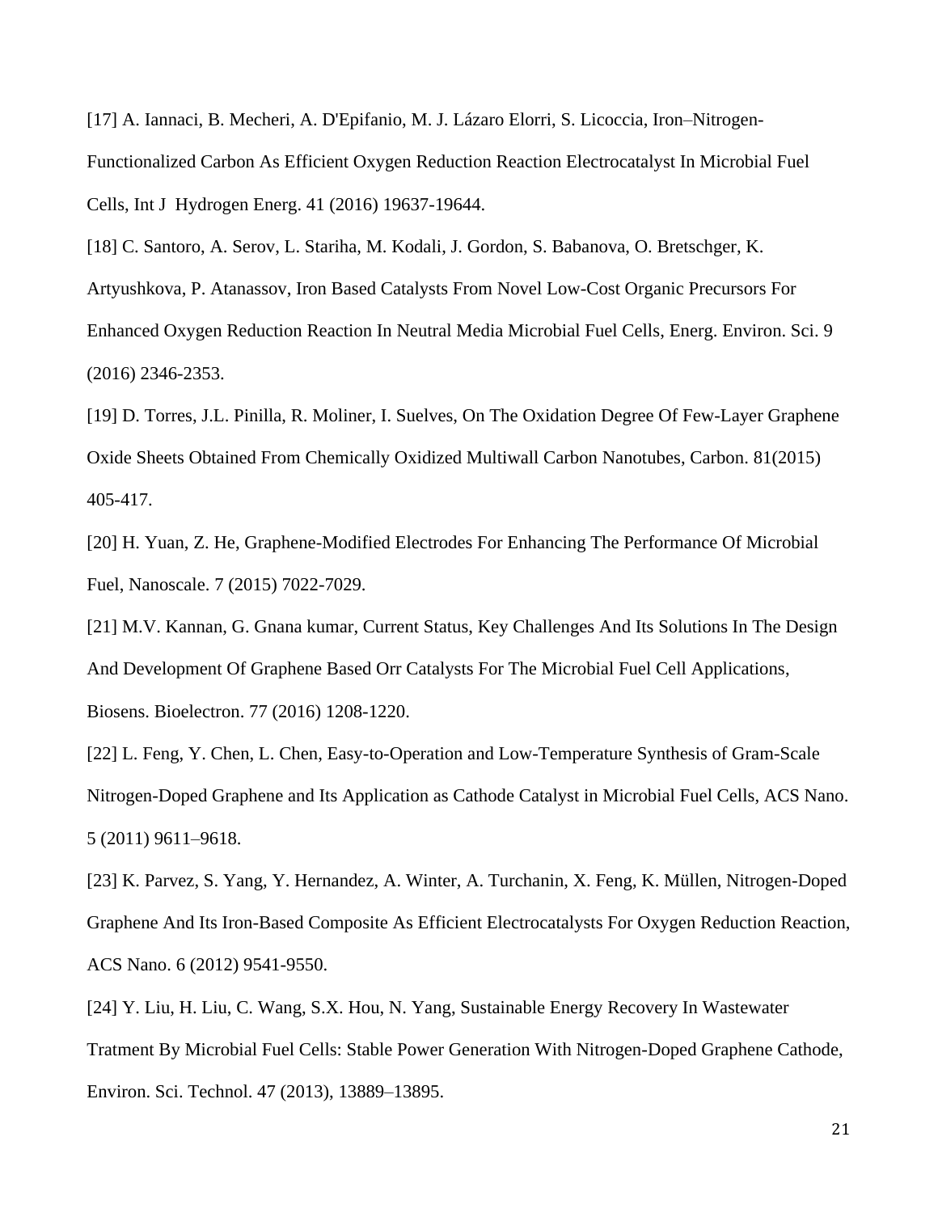[17] A. Iannaci, B. Mecheri, A. D'Epifanio, M. J. Lázaro Elorri, S. Licoccia, Iron–Nitrogen-Functionalized Carbon As Efficient Oxygen Reduction Reaction Electrocatalyst In Microbial Fuel Cells, Int J Hydrogen Energ. 41 (2016) 19637-19644.

[18] C. Santoro, A. Serov, L. Stariha, M. Kodali, J. Gordon, S. Babanova, O. Bretschger, K. Artyushkova, P. Atanassov, Iron Based Catalysts From Novel Low-Cost Organic Precursors For Enhanced Oxygen Reduction Reaction In Neutral Media Microbial Fuel Cells, Energ. Environ. Sci. 9 (2016) 2346-2353.

[19] D. Torres, J.L. Pinilla, R. Moliner, I. Suelves, On The Oxidation Degree Of Few-Layer Graphene Oxide Sheets Obtained From Chemically Oxidized Multiwall Carbon Nanotubes, Carbon. 81(2015) 405-417.

[20] H. Yuan, Z. He, Graphene-Modified Electrodes For Enhancing The Performance Of Microbial Fuel, Nanoscale. 7 (2015) 7022-7029.

[21] M.V. Kannan, G. Gnana kumar, Current Status, Key Challenges And Its Solutions In The Design And Development Of Graphene Based Orr Catalysts For The Microbial Fuel Cell Applications, Biosens. Bioelectron. 77 (2016) 1208-1220.

[22] L. Feng, Y. Chen, L. Chen, Easy-to-Operation and Low-Temperature Synthesis of Gram-Scale Nitrogen-Doped Graphene and Its Application as Cathode Catalyst in Microbial Fuel Cells, ACS Nano. 5 (2011) 9611–9618.

[23] K. Parvez, S. Yang, Y. Hernandez, A. Winter, A. Turchanin, X. Feng, K. Müllen, Nitrogen-Doped Graphene And Its Iron-Based Composite As Efficient Electrocatalysts For Oxygen Reduction Reaction, ACS Nano. 6 (2012) 9541-9550.

[24] Y. Liu, H. Liu, C. Wang, S.X. Hou, N. Yang, Sustainable Energy Recovery In Wastewater Tratment By Microbial Fuel Cells: Stable Power Generation With Nitrogen-Doped Graphene Cathode, Environ. Sci. Technol. 47 (2013), 13889–13895.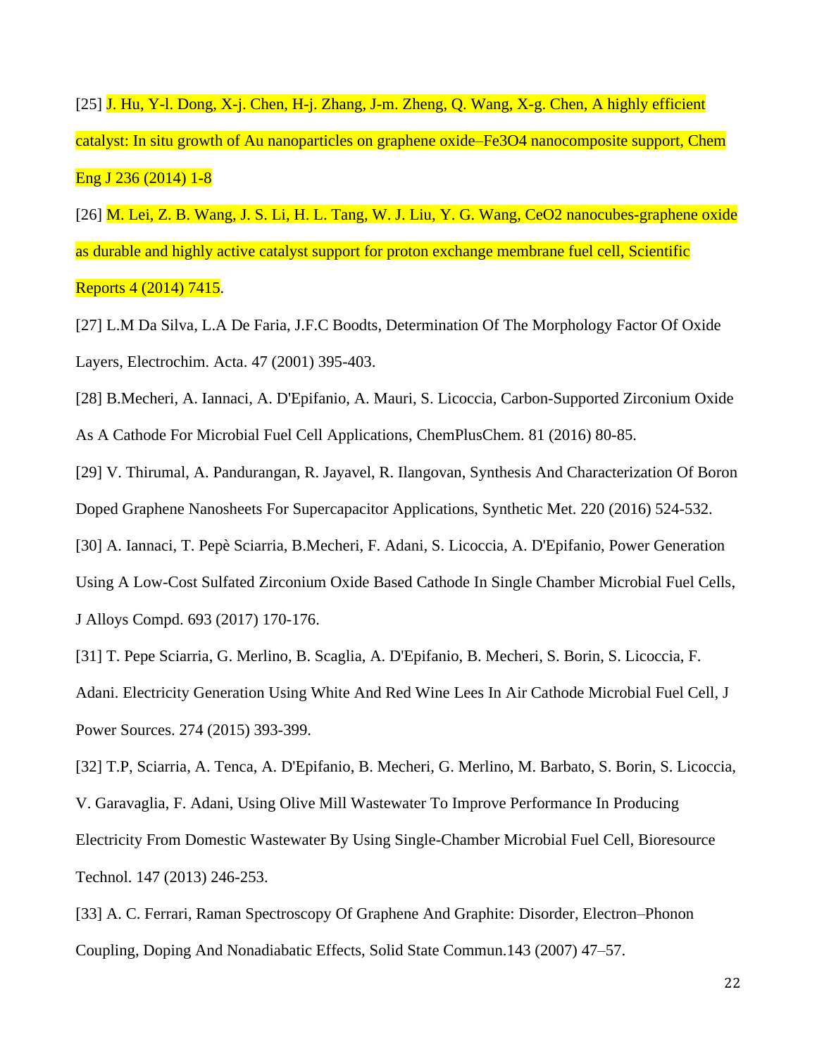[25] J. Hu, Y-l. Dong, X-j. Chen, H-j. Zhang, J-m. Zheng, Q. Wang, X-g. Chen, A highly efficient catalyst: In situ growth of Au nanoparticles on graphene oxide–$Fe_3O_4$ nanocomposite support, Chem Eng J 236 (2014) 1-8

[26] M. Lei, Z. B. Wang, J. S. Li, H. L. Tang, W. J. Liu, Y. G. Wang, $CeO_2$ nanocubes-graphene oxide as durable and highly active catalyst support for proton exchange membrane fuel cell, Scientific Reports 4 (2014) 7415.

[27] L.M Da Silva, L.A De Faria, J.F.C Boodts, Determination Of The Morphology Factor Of Oxide Layers, Electrochim. Acta. 47 (2001) 395-403.

[28] B.Mecheri, A. Iannaci, A. D'Epifanio, A. Mauri, S. Licoccia, Carbon-Supported Zirconium Oxide As A Cathode For Microbial Fuel Cell Applications, ChemPlusChem. 81 (2016) 80-85.

[29] V. Thirumal, A. Pandurangan, R. Jayavel, R. Ilangovan, Synthesis And Characterization Of Boron Doped Graphene Nanosheets For Supercapacitor Applications, Synthetic Met. 220 (2016) 524-532.

[30] A. Iannaci, T. Pepè Sciarria, B.Mecheri, F. Adani, S. Licoccia, A. D'Epifanio, Power Generation Using A Low-Cost Sulfated Zirconium Oxide Based Cathode In Single Chamber Microbial Fuel Cells, J Alloys Compd. 693 (2017) 170-176.

[31] T. Pepe Sciarria, G. Merlino, B. Scaglia, A. D'Epifanio, B. Mecheri, S. Borin, S. Licoccia, F. Adani. Electricity Generation Using White And Red Wine Lees In Air Cathode Microbial Fuel Cell, J Power Sources. 274 (2015) 393-399.

[32] T.P, Sciarria, A. Tenca, A. D'Epifanio, B. Mecheri, G. Merlino, M. Barbato, S. Borin, S. Licoccia, V. Garavaglia, F. Adani, Using Olive Mill Wastewater To Improve Performance In Producing Electricity From Domestic Wastewater By Using Single-Chamber Microbial Fuel Cell, Bioresource Technol. 147 (2013) 246-253.

[33] A. C. Ferrari, Raman Spectroscopy Of Graphene And Graphite: Disorder, Electron–Phonon Coupling, Doping And Nonadiabatic Effects, Solid State Commun.143 (2007) 47–57.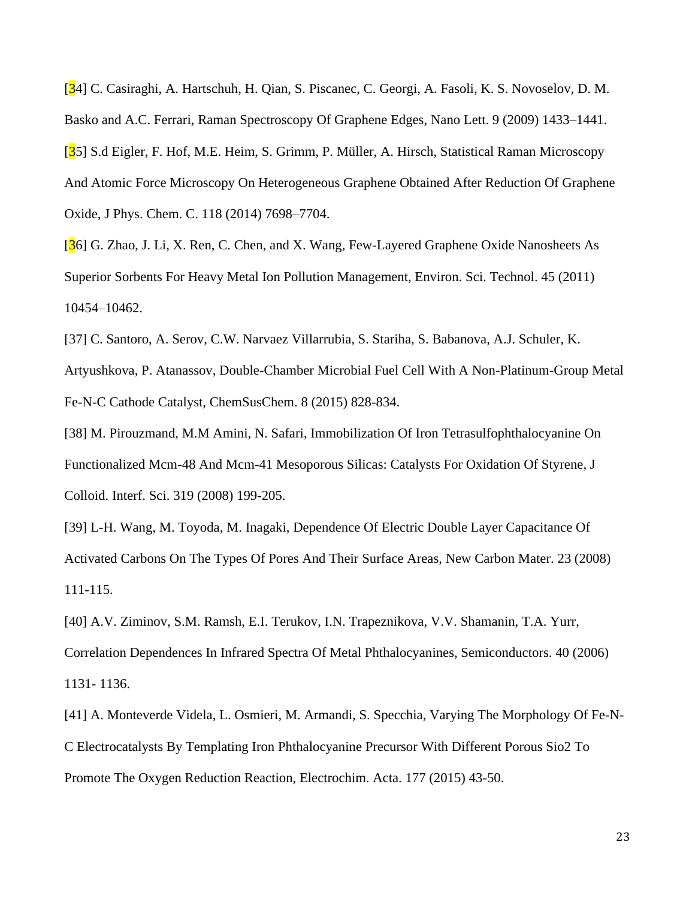[34] C. Casiraghi, A. Hartschuh, H. Qian, S. Piscanec, C. Georgi, A. Fasoli, K. S. Novoselov, D. M. Basko and A.C. Ferrari, Raman Spectroscopy Of Graphene Edges, Nano Lett. 9 (2009) 1433–1441.

[35] S.d Eigler, F. Hof, M.E. Heim, S. Grimm, P. Müller, A. Hirsch, Statistical Raman Microscopy And Atomic Force Microscopy On Heterogeneous Graphene Obtained After Reduction Of Graphene Oxide, J Phys. Chem. C. 118 (2014) 7698–7704.

[36] G. Zhao, J. Li, X. Ren, C. Chen, and X. Wang, Few-Layered Graphene Oxide Nanosheets As Superior Sorbents For Heavy Metal Ion Pollution Management, Environ. Sci. Technol. 45 (2011) 10454–10462.

[37] C. Santoro, A. Serov, C.W. Narvaez Villarrubia, S. Stariha, S. Babanova, A.J. Schuler, K. Artyushkova, P. Atanassov, Double-Chamber Microbial Fuel Cell With A Non-Platinum-Group Metal Fe-N-C Cathode Catalyst, ChemSusChem. 8 (2015) 828-834.

[38] M. Pirouzmand, M.M Amini, N. Safari, Immobilization Of Iron Tetrasulfophthalocyanine On Functionalized Mcm-48 And Mcm-41 Mesoporous Silicas: Catalysts For Oxidation Of Styrene, J Colloid. Interf. Sci. 319 (2008) 199-205.

[39] L-H. Wang, M. Toyoda, M. Inagaki, Dependence Of Electric Double Layer Capacitance Of Activated Carbons On The Types Of Pores And Their Surface Areas, New Carbon Mater. 23 (2008) 111-115.

[40] A.V. Ziminov, S.M. Ramsh, E.I. Terukov, I.N. Trapeznikova, V.V. Shamanin, T.A. Yurr, Correlation Dependences In Infrared Spectra Of Metal Phthalocyanines, Semiconductors. 40 (2006) 1131- 1136.

[41] A. Monteverde Videla, L. Osmieri, M. Armandi, S. Specchia, Varying The Morphology Of Fe-N-C Electrocatalysts By Templating Iron Phthalocyanine Precursor With Different Porous Sio2 To Promote The Oxygen Reduction Reaction, Electrochim. Acta. 177 (2015) 43-50.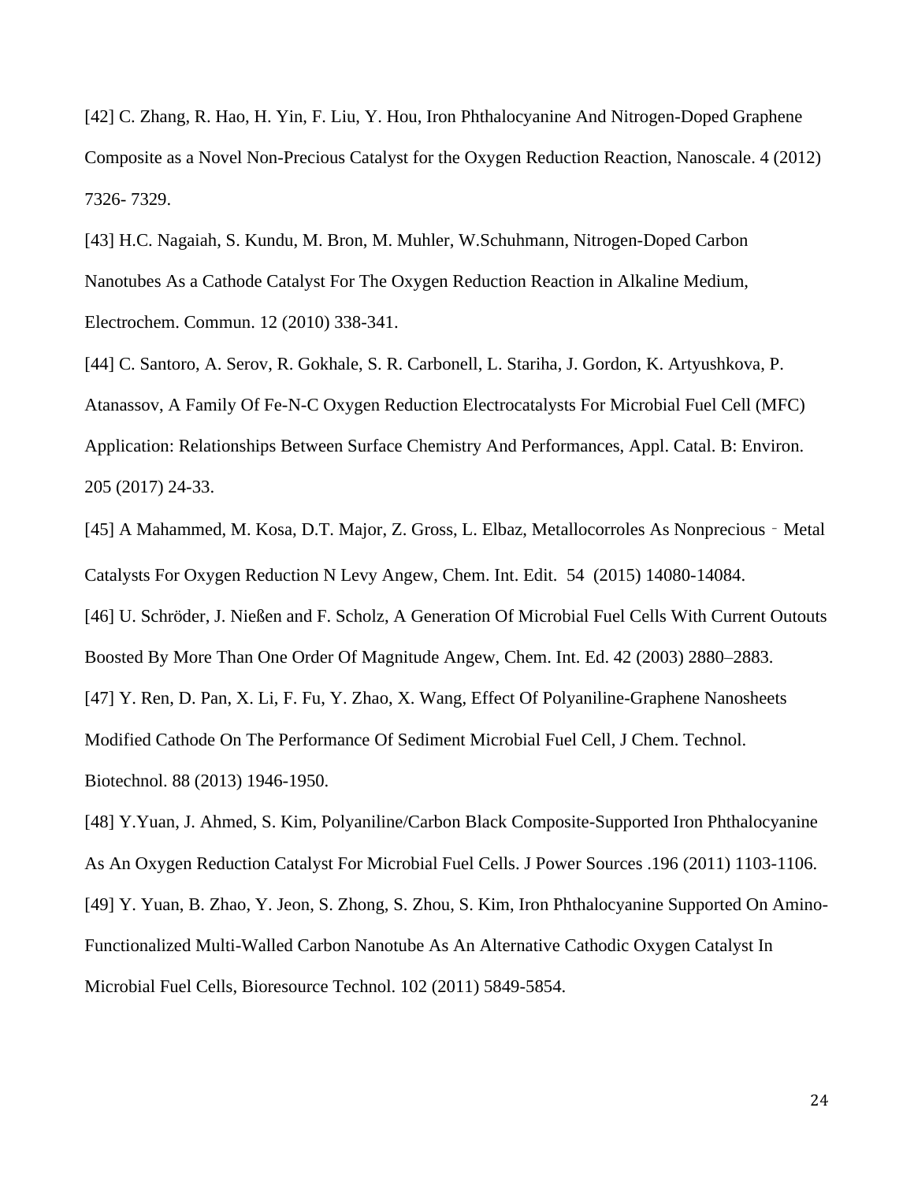[42] C. Zhang, R. Hao, H. Yin, F. Liu, Y. Hou, Iron Phthalocyanine And Nitrogen-Doped Graphene Composite as a Novel Non-Precious Catalyst for the Oxygen Reduction Reaction, Nanoscale. 4 (2012) 7326- 7329.

[43] H.C. Nagaiah, S. Kundu, M. Bron, M. Muhler, W.Schuhmann, Nitrogen-Doped Carbon Nanotubes As a Cathode Catalyst For The Oxygen Reduction Reaction in Alkaline Medium, Electrochem. Commun. 12 (2010) 338-341.

[44] C. Santoro, A. Serov, R. Gokhale, S. R. Carbonell, L. Stariha, J. Gordon, K. Artyushkova, P. Atanassov, A Family Of Fe-N-C Oxygen Reduction Electrocatalysts For Microbial Fuel Cell (MFC) Application: Relationships Between Surface Chemistry And Performances, Appl. Catal. B: Environ. 205 (2017) 24-33.

[45] A Mahammed, M. Kosa, D.T. Major, Z. Gross, L. Elbaz, Metallocorroles As Nonprecious ‐ Metal Catalysts For Oxygen Reduction N Levy Angew, Chem. Int. Edit. 54 (2015) 14080-14084.

[46] U. Schröder, J. Nießen and F. Scholz, A Generation Of Microbial Fuel Cells With Current Outouts Boosted By More Than One Order Of Magnitude Angew, Chem. Int. Ed. 42 (2003) 2880–2883.

[47] Y. Ren, D. Pan, X. Li, F. Fu, Y. Zhao, X. Wang, Effect Of Polyaniline-Graphene Nanosheets Modified Cathode On The Performance Of Sediment Microbial Fuel Cell, J Chem. Technol. Biotechnol. 88 (2013) 1946-1950.

[48] Y.Yuan, J. Ahmed, S. Kim, Polyaniline/Carbon Black Composite-Supported Iron Phthalocyanine As An Oxygen Reduction Catalyst For Microbial Fuel Cells. J Power Sources .196 (2011) 1103-1106.

[49] Y. Yuan, B. Zhao, Y. Jeon, S. Zhong, S. Zhou, S. Kim, Iron Phthalocyanine Supported On Amino-Functionalized Multi-Walled Carbon Nanotube As An Alternative Cathodic Oxygen Catalyst In Microbial Fuel Cells, Bioresource Technol. 102 (2011) 5849-5854.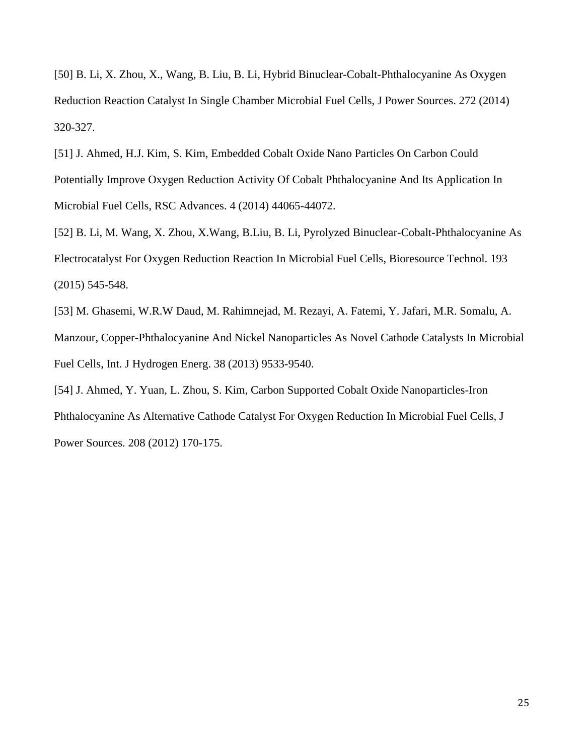[50] B. Li, X. Zhou, X., Wang, B. Liu, B. Li, Hybrid Binuclear-Cobalt-Phthalocyanine As Oxygen Reduction Reaction Catalyst In Single Chamber Microbial Fuel Cells, J Power Sources. 272 (2014) 320-327.

[51] J. Ahmed, H.J. Kim, S. Kim, Embedded Cobalt Oxide Nano Particles On Carbon Could Potentially Improve Oxygen Reduction Activity Of Cobalt Phthalocyanine And Its Application In Microbial Fuel Cells, RSC Advances. 4 (2014) 44065-44072.

[52] B. Li, M. Wang, X. Zhou, X.Wang, B.Liu, B. Li, Pyrolyzed Binuclear-Cobalt-Phthalocyanine As Electrocatalyst For Oxygen Reduction Reaction In Microbial Fuel Cells, Bioresource Technol. 193 (2015) 545-548.

[53] M. Ghasemi, W.R.W Daud, M. Rahimnejad, M. Rezayi, A. Fatemi, Y. Jafari, M.R. Somalu, A. Manzour, Copper-Phthalocyanine And Nickel Nanoparticles As Novel Cathode Catalysts In Microbial Fuel Cells, Int. J Hydrogen Energ. 38 (2013) 9533-9540.

[54] J. Ahmed, Y. Yuan, L. Zhou, S. Kim, Carbon Supported Cobalt Oxide Nanoparticles-Iron Phthalocyanine As Alternative Cathode Catalyst For Oxygen Reduction In Microbial Fuel Cells, J Power Sources. 208 (2012) 170-175.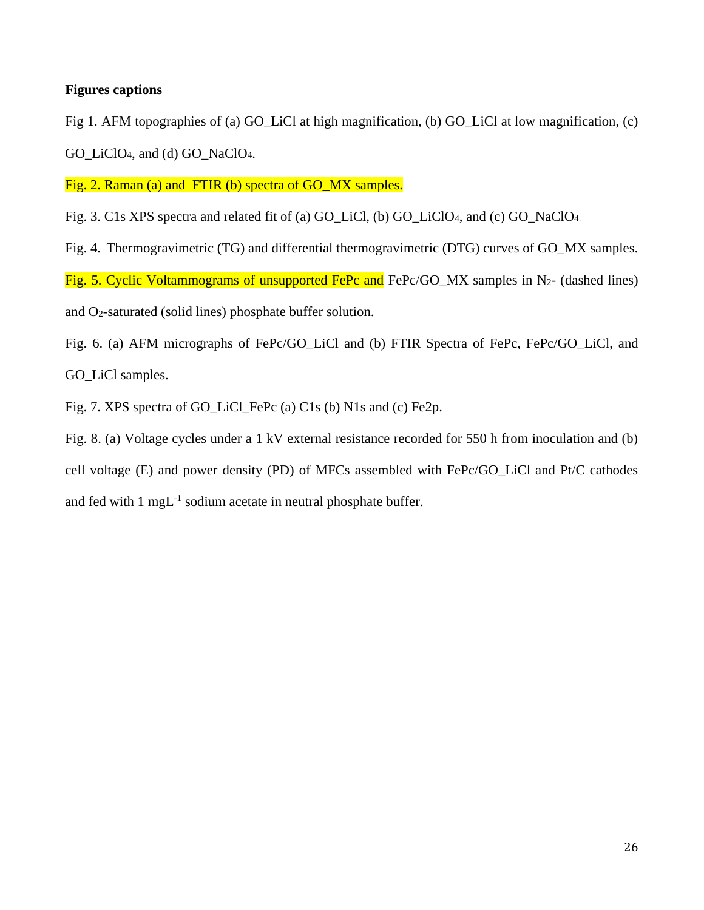**Figures captions**

Fig 1. AFM topographies of (a) GO_LiCl at high magnification, (b) GO_LiCl at low magnification, (c) GO_$LiClO_4$, and (d) GO_$NaClO_4$.

Fig. 2. Raman (a) and  FTIR (b) spectra of GO_MX samples.

Fig. 3. C1s XPS spectra and related fit of (a) GO_LiCl, (b) GO_$LiClO_4$, and (c) GO_$NaClO_4$.

Fig. 4.  Thermogravimetric (TG) and differential thermogravimetric (DTG) curves of GO_MX samples.

Fig. 5. Cyclic Voltammograms of unsupported FePc and FePc/GO_MX samples in $N_2$- (dashed lines) and $O_2$-saturated (solid lines) phosphate buffer solution.

Fig. 6. (a) AFM micrographs of FePc/GO_LiCl and (b) FTIR Spectra of FePc, FePc/GO_LiCl, and GO_LiCl samples.

Fig. 7. XPS spectra of GO_LiCl_FePc (a) C1s (b) N1s and (c) Fe2p.

Fig. 8. (a) Voltage cycles under a 1 kV external resistance recorded for 550 h from inoculation and (b) cell voltage (E) and power density (PD) of MFCs assembled with FePc/GO_LiCl and Pt/C cathodes and fed with 1 $mgL^{-1}$ sodium acetate in neutral phosphate buffer.